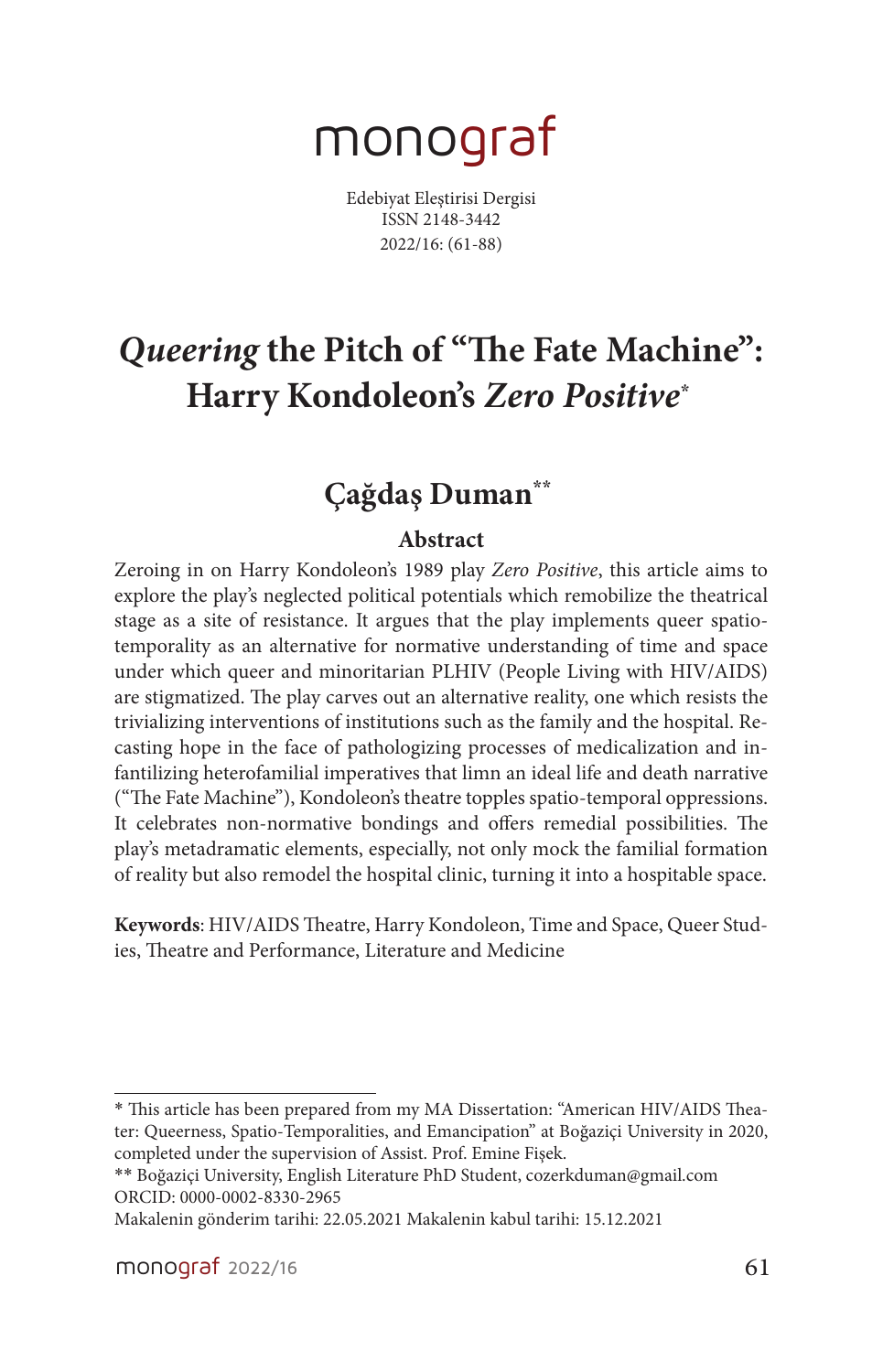# monograf

Edebiyat Eleştirisi Dergisi
ISSN 2148-3442
2022/16: (61-88)

# *Queering* the Pitch of "The Fate Machine": Harry Kondoleon's *Zero Positive*[*]

## Çağdaş Duman[**]

### Abstract

Zeroing in on Harry Kondoleon's 1989 play *Zero Positive*, this article aims to explore the play's neglected political potentials which remobilize the theatrical stage as a site of resistance. It argues that the play implements queer spatio-temporality as an alternative for normative understanding of time and space under which queer and minoritarian PLHIV (People Living with HIV/AIDS) are stigmatized. The play carves out an alternative reality, one which resists the trivializing interventions of institutions such as the family and the hospital. Recasting hope in the face of pathologizing processes of medicalization and infantilizing heterofamilial imperatives that limn an ideal life and death narrative ("The Fate Machine"), Kondoleon's theatre topples spatio-temporal oppressions. It celebrates non-normative bondings and offers remedial possibilities. The play's metadramatic elements, especially, not only mock the familial formation of reality but also remodel the hospital clinic, turning it into a hospitable space.

**Keywords**: HIV/AIDS Theatre, Harry Kondoleon, Time and Space, Queer Studies, Theatre and Performance, Literature and Medicine

---

* This article has been prepared from my MA Dissertation: "American HIV/AIDS Theater: Queerness, Spatio-Temporalities, and Emancipation" at Boğaziçi University in 2020, completed under the supervision of Assist. Prof. Emine Fişek.

** Boğaziçi University, English Literature PhD Student, cozerkduman@gmail.com
ORCID: 0000-0002-8330-2965

Makalenin gönderim tarihi: 22.05.2021 Makalenin kabul tarihi: 15.12.2021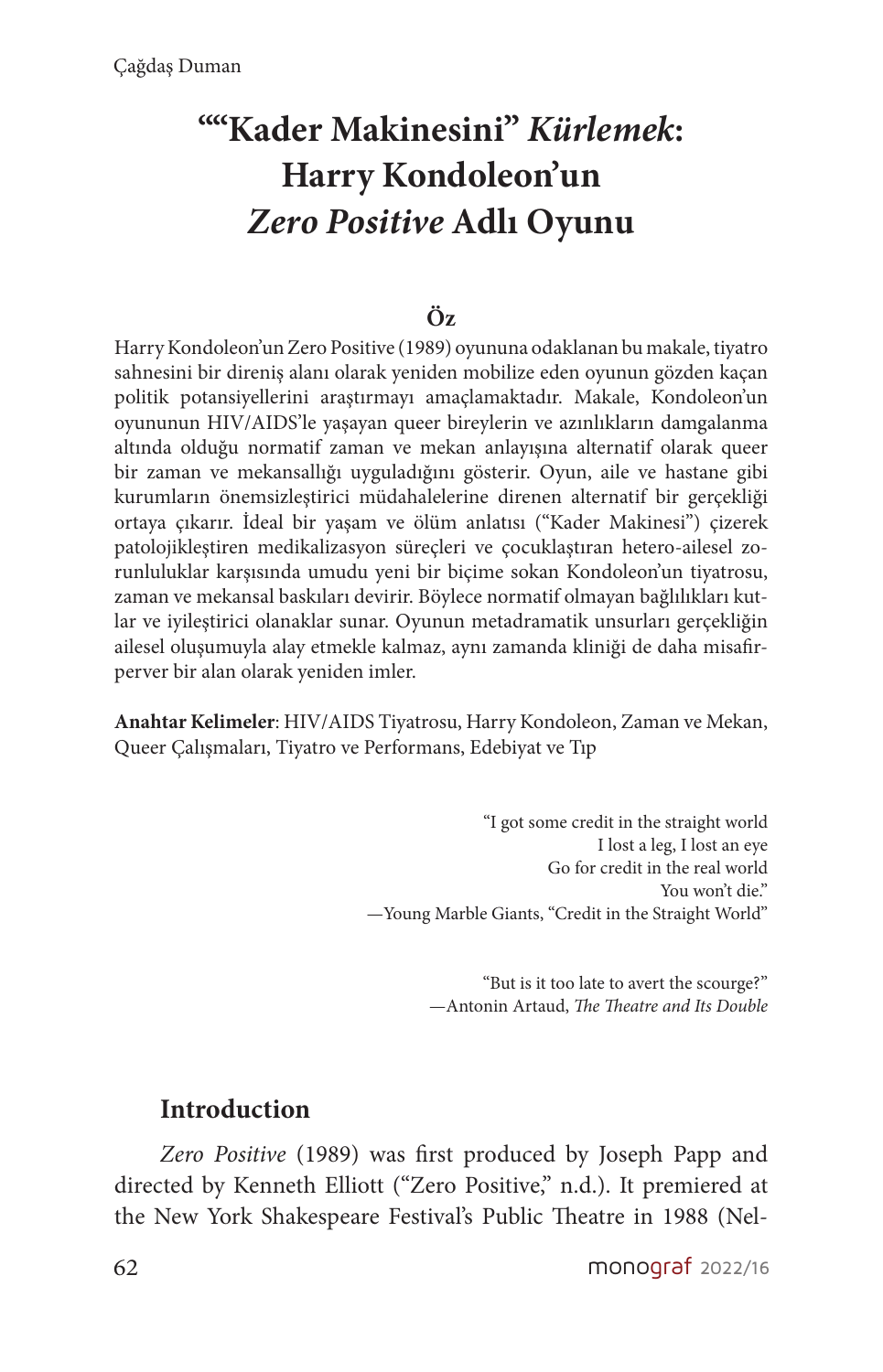# ""Kader Makinesini" *Kürlemek*: Harry Kondoleon'un *Zero Positive* Adlı Oyunu

**Öz**

Harry Kondoleon'un Zero Positive (1989) oyununa odaklanan bu makale, tiyatro sahnesini bir direniş alanı olarak yeniden mobilize eden oyunun gözden kaçan politik potansiyellerini araştırmayı amaçlamaktadır. Makale, Kondoleon'un oyununun HIV/AIDS'le yaşayan queer bireylerin ve azınlıkların damgalanma altında olduğu normatif zaman ve mekan anlayışına alternatif olarak queer bir zaman ve mekansallığı uyguladığını gösterir. Oyun, aile ve hastane gibi kurumların önemsizleştirici müdahalelerine direnen alternatif bir gerçekliği ortaya çıkarır. İdeal bir yaşam ve ölüm anlatısı ("Kader Makinesi") çizerek patolojikleştiren medikalizasyon süreçleri ve çocuklaştıran hetero-ailesel zorunluluklar karşısında umudu yeni bir biçime sokan Kondoleon'un tiyatrosu, zaman ve mekansal baskıları devirir. Böylece normatif olmayan bağlılıkları kutlar ve iyileştirici olanaklar sunar. Oyunun metadramatik unsurları gerçekliğin ailesel oluşumuyla alay etmekle kalmaz, aynı zamanda kliniği de daha misafirperver bir alan olarak yeniden imler.

**Anahtar Kelimeler**: HIV/AIDS Tiyatrosu, Harry Kondoleon, Zaman ve Mekan, Queer Çalışmaları, Tiyatro ve Performans, Edebiyat ve Tıp

> "I got some credit in the straight world
> I lost a leg, I lost an eye
> Go for credit in the real world
> You won't die."
> —Young Marble Giants, "Credit in the Straight World"

> "But is it too late to avert the scourge?"
> —Antonin Artaud, *The Theatre and Its Double*

## Introduction

*Zero Positive* (1989) was first produced by Joseph Papp and directed by Kenneth Elliott ("Zero Positive," n.d.). It premiered at the New York Shakespeare Festival's Public Theatre in 1988 (Nel-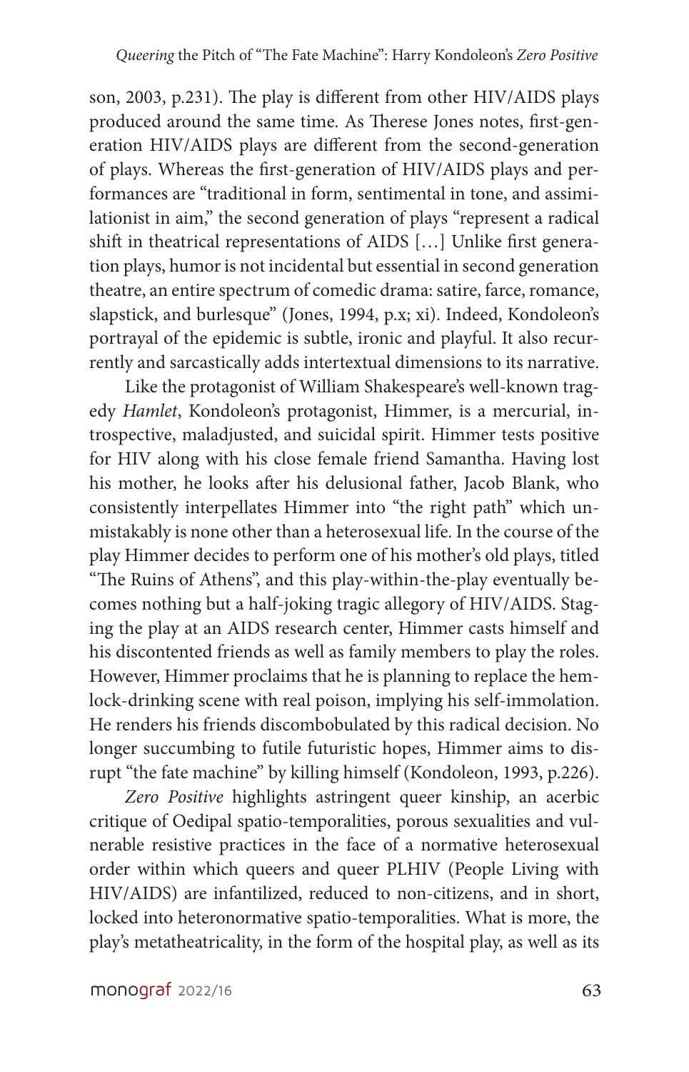son, 2003, p.231). The play is different from other HIV/AIDS plays produced around the same time. As Therese Jones notes, first-generation HIV/AIDS plays are different from the second-generation of plays. Whereas the first-generation of HIV/AIDS plays and performances are "traditional in form, sentimental in tone, and assimilationist in aim," the second generation of plays "represent a radical shift in theatrical representations of AIDS […] Unlike first generation plays, humor is not incidental but essential in second generation theatre, an entire spectrum of comedic drama: satire, farce, romance, slapstick, and burlesque" (Jones, 1994, p.x; xi). Indeed, Kondoleon's portrayal of the epidemic is subtle, ironic and playful. It also recurrently and sarcastically adds intertextual dimensions to its narrative.

Like the protagonist of William Shakespeare's well-known tragedy *Hamlet*, Kondoleon's protagonist, Himmer, is a mercurial, introspective, maladjusted, and suicidal spirit. Himmer tests positive for HIV along with his close female friend Samantha. Having lost his mother, he looks after his delusional father, Jacob Blank, who consistently interpellates Himmer into "the right path" which unmistakably is none other than a heterosexual life. In the course of the play Himmer decides to perform one of his mother's old plays, titled "The Ruins of Athens", and this play-within-the-play eventually becomes nothing but a half-joking tragic allegory of HIV/AIDS. Staging the play at an AIDS research center, Himmer casts himself and his discontented friends as well as family members to play the roles. However, Himmer proclaims that he is planning to replace the hemlock-drinking scene with real poison, implying his self-immolation. He renders his friends discombobulated by this radical decision. No longer succumbing to futile futuristic hopes, Himmer aims to disrupt "the fate machine" by killing himself (Kondoleon, 1993, p.226).

*Zero Positive* highlights astringent queer kinship, an acerbic critique of Oedipal spatio-temporalities, porous sexualities and vulnerable resistive practices in the face of a normative heterosexual order within which queers and queer PLHIV (People Living with HIV/AIDS) are infantilized, reduced to non-citizens, and in short, locked into heteronormative spatio-temporalities. What is more, the play's metatheatricality, in the form of the hospital play, as well as its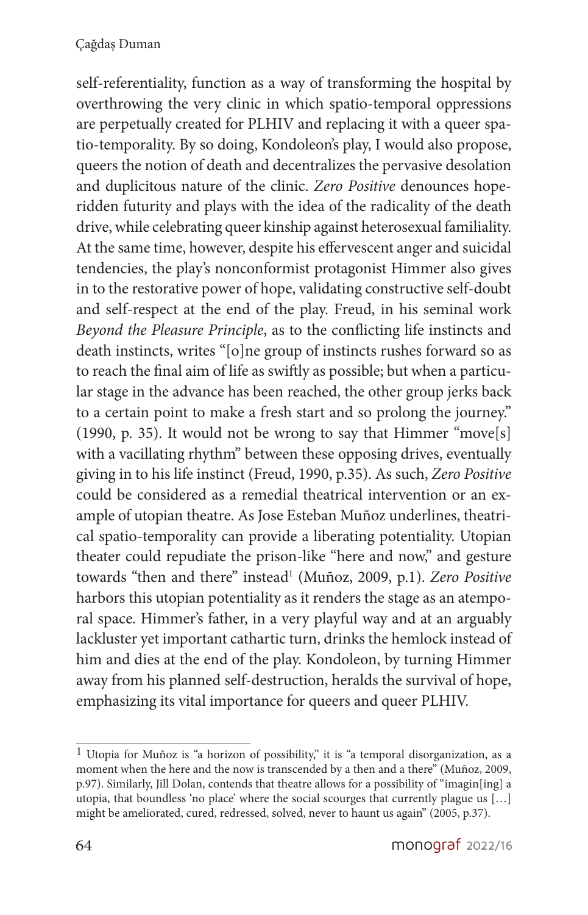self-referentiality, function as a way of transforming the hospital by overthrowing the very clinic in which spatio-temporal oppressions are perpetually created for PLHIV and replacing it with a queer spatio-temporality. By so doing, Kondoleon's play, I would also propose, queers the notion of death and decentralizes the pervasive desolation and duplicitous nature of the clinic. *Zero Positive* denounces hope-ridden futurity and plays with the idea of the radicality of the death drive, while celebrating queer kinship against heterosexual familiality. At the same time, however, despite his effervescent anger and suicidal tendencies, the play's nonconformist protagonist Himmer also gives in to the restorative power of hope, validating constructive self-doubt and self-respect at the end of the play. Freud, in his seminal work *Beyond the Pleasure Principle*, as to the conflicting life instincts and death instincts, writes "[o]ne group of instincts rushes forward so as to reach the final aim of life as swiftly as possible; but when a particular stage in the advance has been reached, the other group jerks back to a certain point to make a fresh start and so prolong the journey." (1990, p. 35). It would not be wrong to say that Himmer "move[s] with a vacillating rhythm" between these opposing drives, eventually giving in to his life instinct (Freud, 1990, p.35). As such, *Zero Positive* could be considered as a remedial theatrical intervention or an example of utopian theatre. As Jose Esteban Muñoz underlines, theatrical spatio-temporality can provide a liberating potentiality. Utopian theater could repudiate the prison-like "here and now," and gesture towards "then and there" instead[1] (Muñoz, 2009, p.1). *Zero Positive* harbors this utopian potentiality as it renders the stage as an atemporal space. Himmer's father, in a very playful way and at an arguably lackluster yet important cathartic turn, drinks the hemlock instead of him and dies at the end of the play. Kondoleon, by turning Himmer away from his planned self-destruction, heralds the survival of hope, emphasizing its vital importance for queers and queer PLHIV.

---

[1] Utopia for Muñoz is "a horizon of possibility," it is "a temporal disorganization, as a moment when the here and the now is transcended by a then and a there" (Muñoz, 2009, p.97). Similarly, Jill Dolan, contends that theatre allows for a possibility of "imagin[ing] a utopia, that boundless 'no place' where the social scourges that currently plague us […] might be ameliorated, cured, redressed, solved, never to haunt us again" (2005, p.37).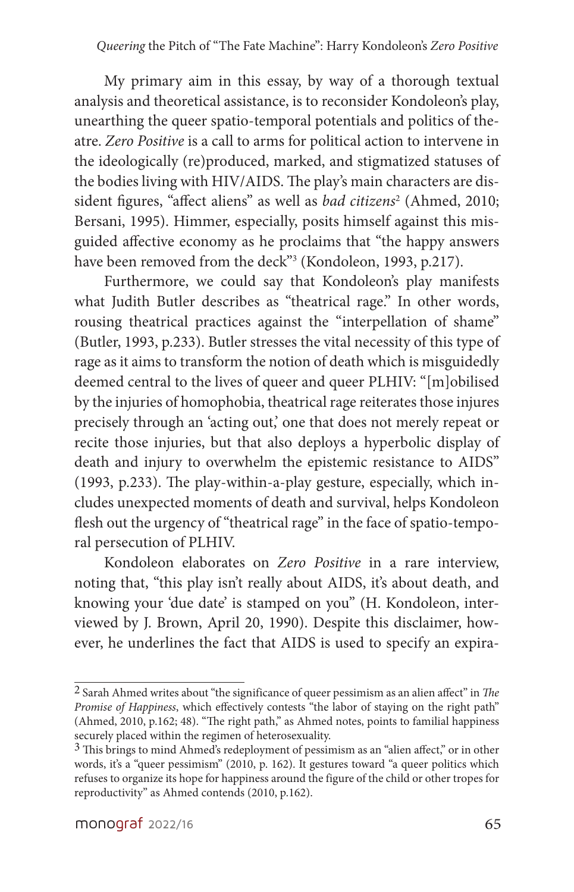My primary aim in this essay, by way of a thorough textual analysis and theoretical assistance, is to reconsider Kondoleon's play, unearthing the queer spatio-temporal potentials and politics of theatre. *Zero Positive* is a call to arms for political action to intervene in the ideologically (re)produced, marked, and stigmatized statuses of the bodies living with HIV/AIDS. The play's main characters are dissident figures, "affect aliens" as well as *bad citizens*[2] (Ahmed, 2010; Bersani, 1995). Himmer, especially, posits himself against this misguided affective economy as he proclaims that "the happy answers have been removed from the deck"[3] (Kondoleon, 1993, p.217).

Furthermore, we could say that Kondoleon's play manifests what Judith Butler describes as "theatrical rage." In other words, rousing theatrical practices against the "interpellation of shame" (Butler, 1993, p.233). Butler stresses the vital necessity of this type of rage as it aims to transform the notion of death which is misguidedly deemed central to the lives of queer and queer PLHIV: "[m]obilised by the injuries of homophobia, theatrical rage reiterates those injures precisely through an 'acting out,' one that does not merely repeat or recite those injuries, but that also deploys a hyperbolic display of death and injury to overwhelm the epistemic resistance to AIDS" (1993, p.233). The play-within-a-play gesture, especially, which includes unexpected moments of death and survival, helps Kondoleon flesh out the urgency of "theatrical rage" in the face of spatio-temporal persecution of PLHIV.

Kondoleon elaborates on *Zero Positive* in a rare interview, noting that, "this play isn't really about AIDS, it's about death, and knowing your 'due date' is stamped on you" (H. Kondoleon, interviewed by J. Brown, April 20, 1990). Despite this disclaimer, however, he underlines the fact that AIDS is used to specify an expira-

---

[2] Sarah Ahmed writes about "the significance of queer pessimism as an alien affect" in *The Promise of Happiness*, which effectively contests "the labor of staying on the right path" (Ahmed, 2010, p.162; 48). "The right path," as Ahmed notes, points to familial happiness securely placed within the regimen of heterosexuality.

[3] This brings to mind Ahmed's redeployment of pessimism as an "alien affect," or in other words, it's a "queer pessimism" (2010, p. 162). It gestures toward "a queer politics which refuses to organize its hope for happiness around the figure of the child or other tropes for reproductivity" as Ahmed contends (2010, p.162).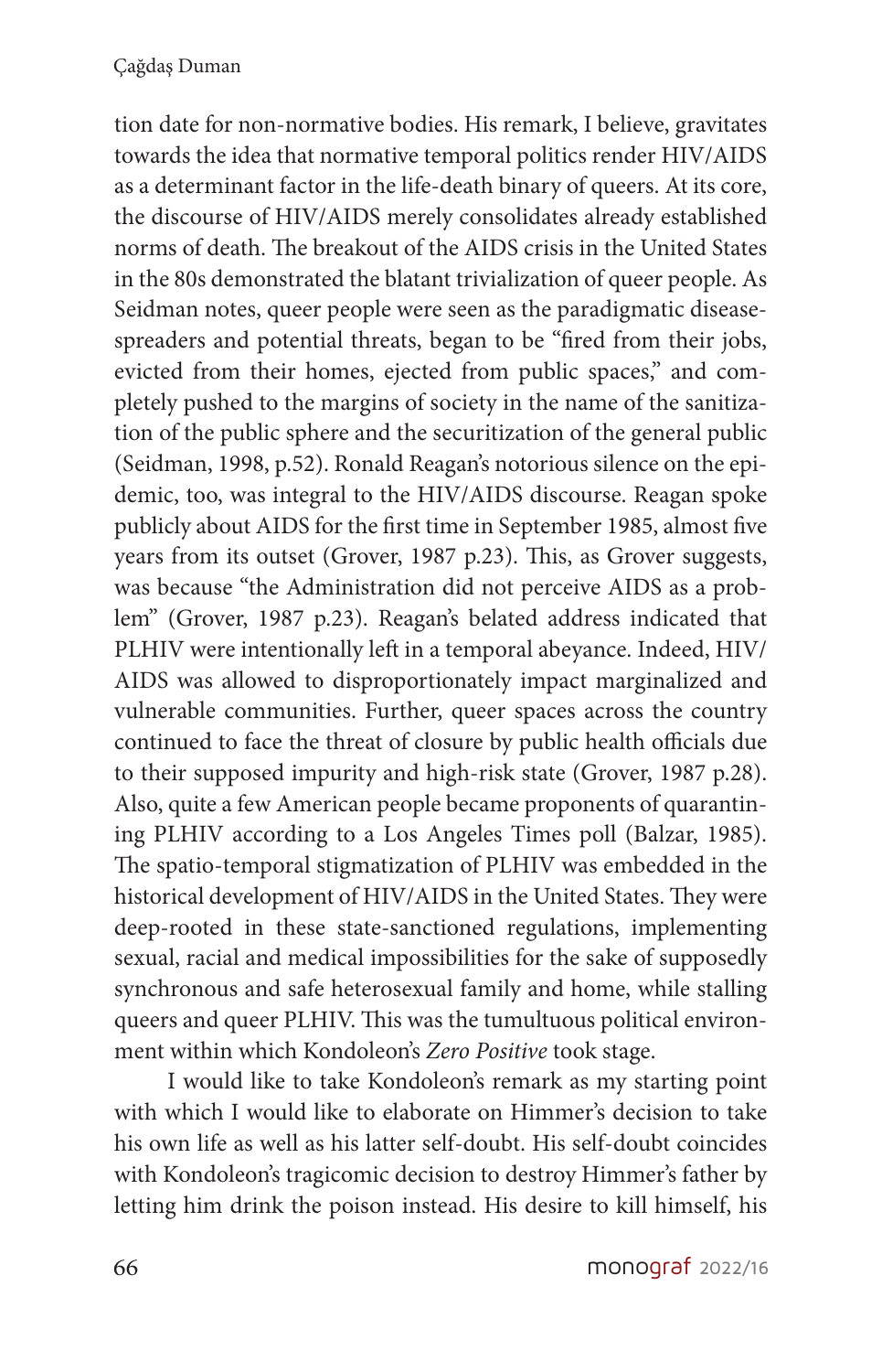tion date for non-normative bodies. His remark, I believe, gravitates towards the idea that normative temporal politics render HIV/AIDS as a determinant factor in the life-death binary of queers. At its core, the discourse of HIV/AIDS merely consolidates already established norms of death. The breakout of the AIDS crisis in the United States in the 80s demonstrated the blatant trivialization of queer people. As Seidman notes, queer people were seen as the paradigmatic disease-spreaders and potential threats, began to be "fired from their jobs, evicted from their homes, ejected from public spaces," and completely pushed to the margins of society in the name of the sanitization of the public sphere and the securitization of the general public (Seidman, 1998, p.52). Ronald Reagan's notorious silence on the epidemic, too, was integral to the HIV/AIDS discourse. Reagan spoke publicly about AIDS for the first time in September 1985, almost five years from its outset (Grover, 1987 p.23). This, as Grover suggests, was because "the Administration did not perceive AIDS as a problem" (Grover, 1987 p.23). Reagan's belated address indicated that PLHIV were intentionally left in a temporal abeyance. Indeed, HIV/AIDS was allowed to disproportionately impact marginalized and vulnerable communities. Further, queer spaces across the country continued to face the threat of closure by public health officials due to their supposed impurity and high-risk state (Grover, 1987 p.28). Also, quite a few American people became proponents of quarantining PLHIV according to a Los Angeles Times poll (Balzar, 1985). The spatio-temporal stigmatization of PLHIV was embedded in the historical development of HIV/AIDS in the United States. They were deep-rooted in these state-sanctioned regulations, implementing sexual, racial and medical impossibilities for the sake of supposedly synchronous and safe heterosexual family and home, while stalling queers and queer PLHIV. This was the tumultuous political environment within which Kondoleon's *Zero Positive* took stage.

I would like to take Kondoleon's remark as my starting point with which I would like to elaborate on Himmer's decision to take his own life as well as his latter self-doubt. His self-doubt coincides with Kondoleon's tragicomic decision to destroy Himmer's father by letting him drink the poison instead. His desire to kill himself, his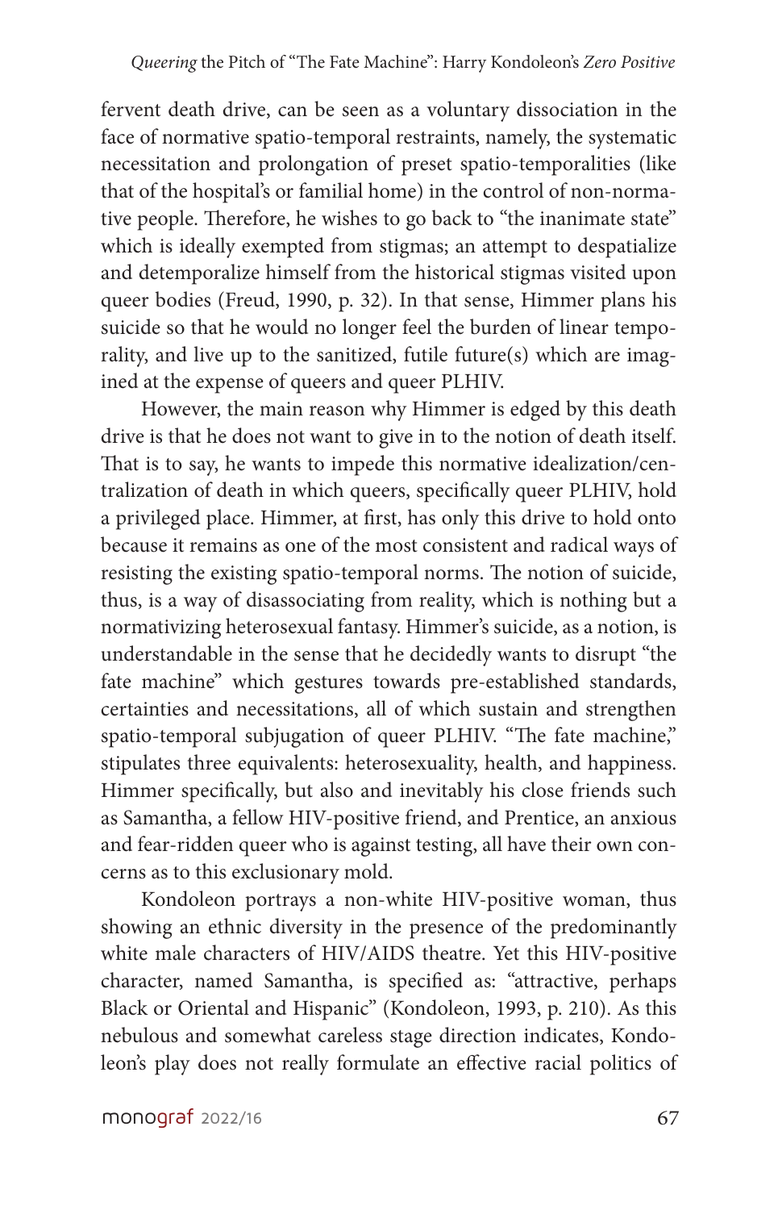fervent death drive, can be seen as a voluntary dissociation in the face of normative spatio-temporal restraints, namely, the systematic necessitation and prolongation of preset spatio-temporalities (like that of the hospital's or familial home) in the control of non-normative people. Therefore, he wishes to go back to "the inanimate state" which is ideally exempted from stigmas; an attempt to despatialize and detemporalize himself from the historical stigmas visited upon queer bodies (Freud, 1990, p. 32). In that sense, Himmer plans his suicide so that he would no longer feel the burden of linear temporality, and live up to the sanitized, futile future(s) which are imagined at the expense of queers and queer PLHIV.

However, the main reason why Himmer is edged by this death drive is that he does not want to give in to the notion of death itself. That is to say, he wants to impede this normative idealization/centralization of death in which queers, specifically queer PLHIV, hold a privileged place. Himmer, at first, has only this drive to hold onto because it remains as one of the most consistent and radical ways of resisting the existing spatio-temporal norms. The notion of suicide, thus, is a way of disassociating from reality, which is nothing but a normativizing heterosexual fantasy. Himmer's suicide, as a notion, is understandable in the sense that he decidedly wants to disrupt "the fate machine" which gestures towards pre-established standards, certainties and necessitations, all of which sustain and strengthen spatio-temporal subjugation of queer PLHIV. "The fate machine," stipulates three equivalents: heterosexuality, health, and happiness. Himmer specifically, but also and inevitably his close friends such as Samantha, a fellow HIV-positive friend, and Prentice, an anxious and fear-ridden queer who is against testing, all have their own concerns as to this exclusionary mold.

Kondoleon portrays a non-white HIV-positive woman, thus showing an ethnic diversity in the presence of the predominantly white male characters of HIV/AIDS theatre. Yet this HIV-positive character, named Samantha, is specified as: "attractive, perhaps Black or Oriental and Hispanic" (Kondoleon, 1993, p. 210). As this nebulous and somewhat careless stage direction indicates, Kondoleon's play does not really formulate an effective racial politics of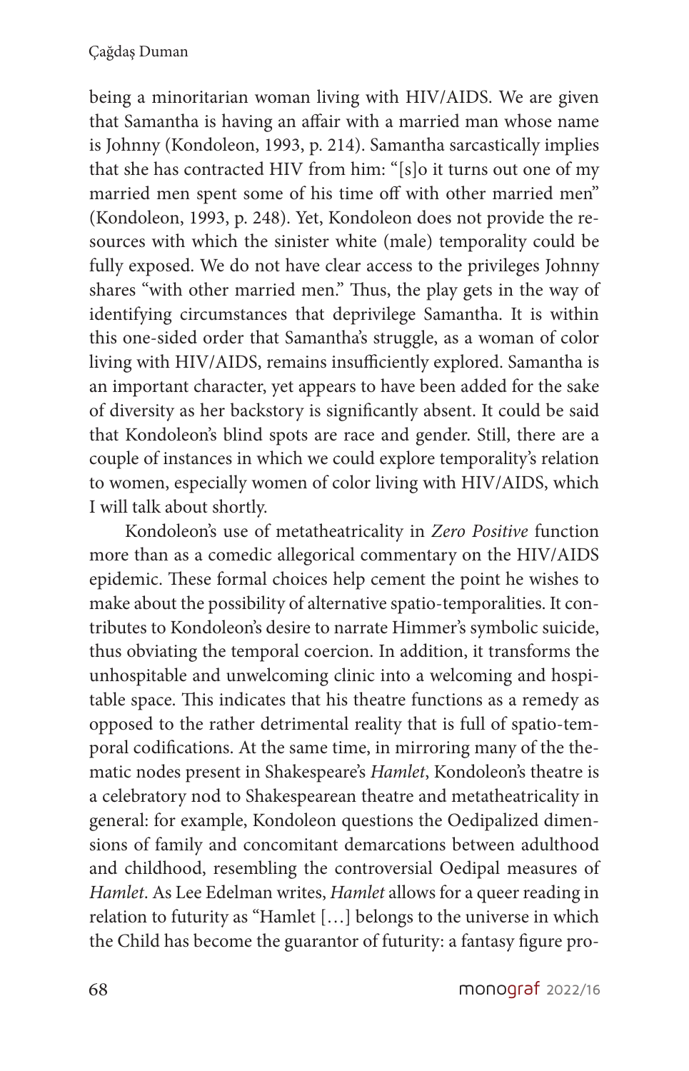being a minoritarian woman living with HIV/AIDS. We are given that Samantha is having an affair with a married man whose name is Johnny (Kondoleon, 1993, p. 214). Samantha sarcastically implies that she has contracted HIV from him: "[s]o it turns out one of my married men spent some of his time off with other married men" (Kondoleon, 1993, p. 248). Yet, Kondoleon does not provide the resources with which the sinister white (male) temporality could be fully exposed. We do not have clear access to the privileges Johnny shares "with other married men." Thus, the play gets in the way of identifying circumstances that deprivilege Samantha. It is within this one-sided order that Samantha's struggle, as a woman of color living with HIV/AIDS, remains insufficiently explored. Samantha is an important character, yet appears to have been added for the sake of diversity as her backstory is significantly absent. It could be said that Kondoleon's blind spots are race and gender. Still, there are a couple of instances in which we could explore temporality's relation to women, especially women of color living with HIV/AIDS, which I will talk about shortly.

Kondoleon's use of metatheatricality in *Zero Positive* function more than as a comedic allegorical commentary on the HIV/AIDS epidemic. These formal choices help cement the point he wishes to make about the possibility of alternative spatio-temporalities. It contributes to Kondoleon's desire to narrate Himmer's symbolic suicide, thus obviating the temporal coercion. In addition, it transforms the unhospitable and unwelcoming clinic into a welcoming and hospitable space. This indicates that his theatre functions as a remedy as opposed to the rather detrimental reality that is full of spatio-temporal codifications. At the same time, in mirroring many of the thematic nodes present in Shakespeare's *Hamlet*, Kondoleon's theatre is a celebratory nod to Shakespearean theatre and metatheatricality in general: for example, Kondoleon questions the Oedipalized dimensions of family and concomitant demarcations between adulthood and childhood, resembling the controversial Oedipal measures of *Hamlet*. As Lee Edelman writes, *Hamlet* allows for a queer reading in relation to futurity as "Hamlet […] belongs to the universe in which the Child has become the guarantor of futurity: a fantasy figure pro-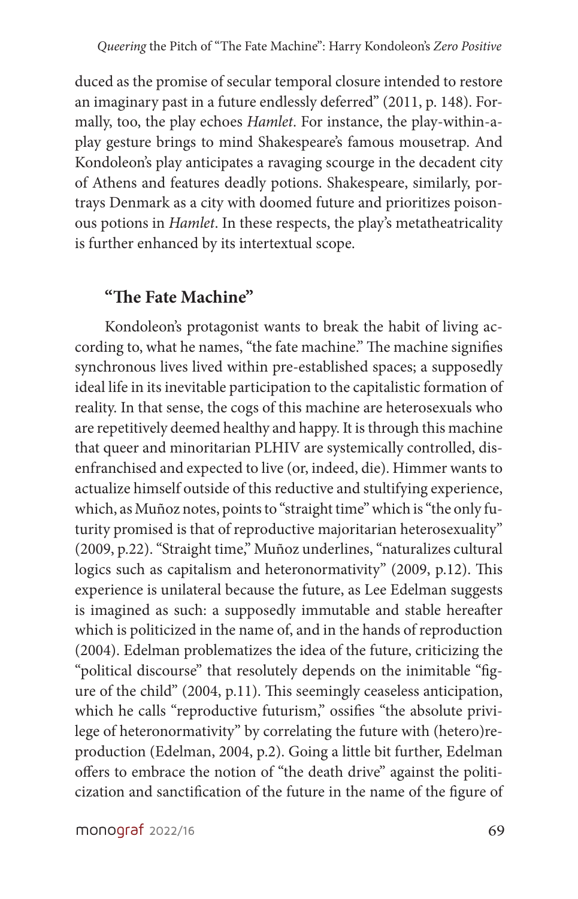duced as the promise of secular temporal closure intended to restore an imaginary past in a future endlessly deferred" (2011, p. 148). Formally, too, the play echoes *Hamlet*. For instance, the play-within-a-play gesture brings to mind Shakespeare's famous mousetrap. And Kondoleon's play anticipates a ravaging scourge in the decadent city of Athens and features deadly potions. Shakespeare, similarly, portrays Denmark as a city with doomed future and prioritizes poisonous potions in *Hamlet*. In these respects, the play's metatheatricality is further enhanced by its intertextual scope.

## "The Fate Machine"

Kondoleon's protagonist wants to break the habit of living according to, what he names, "the fate machine." The machine signifies synchronous lives lived within pre-established spaces; a supposedly ideal life in its inevitable participation to the capitalistic formation of reality. In that sense, the cogs of this machine are heterosexuals who are repetitively deemed healthy and happy. It is through this machine that queer and minoritarian PLHIV are systemically controlled, disenfranchised and expected to live (or, indeed, die). Himmer wants to actualize himself outside of this reductive and stultifying experience, which, as Muñoz notes, points to "straight time" which is "the only futurity promised is that of reproductive majoritarian heterosexuality" (2009, p.22). "Straight time," Muñoz underlines, "naturalizes cultural logics such as capitalism and heteronormativity" (2009, p.12). This experience is unilateral because the future, as Lee Edelman suggests is imagined as such: a supposedly immutable and stable hereafter which is politicized in the name of, and in the hands of reproduction (2004). Edelman problematizes the idea of the future, criticizing the "political discourse" that resolutely depends on the inimitable "figure of the child" (2004, p.11). This seemingly ceaseless anticipation, which he calls "reproductive futurism," ossifies "the absolute privilege of heteronormativity" by correlating the future with (hetero)reproduction (Edelman, 2004, p.2). Going a little bit further, Edelman offers to embrace the notion of "the death drive" against the politicization and sanctification of the future in the name of the figure of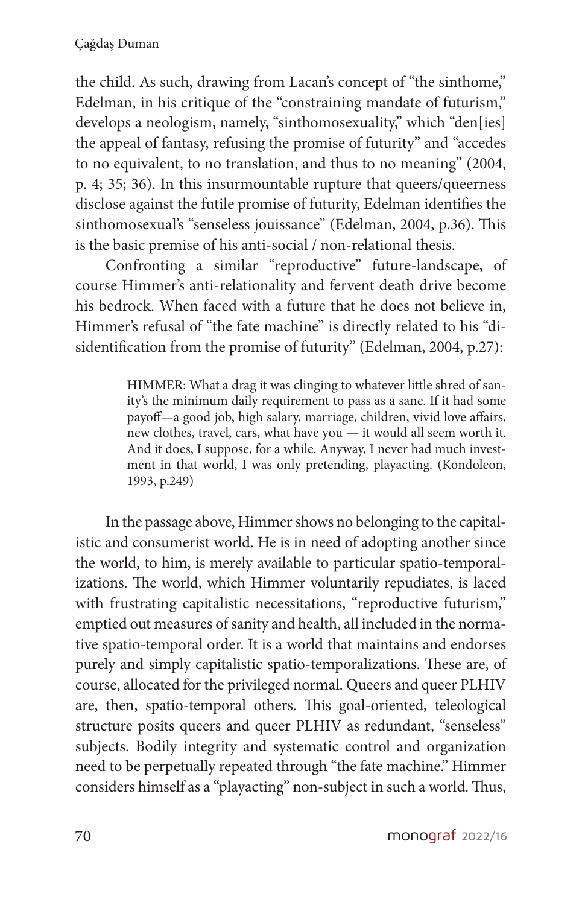the child. As such, drawing from Lacan's concept of "the sinthome," Edelman, in his critique of the "constraining mandate of futurism," develops a neologism, namely, "sinthomosexuality," which "den[ies] the appeal of fantasy, refusing the promise of futurity" and "accedes to no equivalent, to no translation, and thus to no meaning" (2004, p. 4; 35; 36). In this insurmountable rupture that queers/queerness disclose against the futile promise of futurity, Edelman identifies the sinthomosexual's "senseless jouissance" (Edelman, 2004, p.36). This is the basic premise of his anti-social / non-relational thesis.

Confronting a similar "reproductive" future-landscape, of course Himmer's anti-relationality and fervent death drive become his bedrock. When faced with a future that he does not believe in, Himmer's refusal of "the fate machine" is directly related to his "disidentification from the promise of futurity" (Edelman, 2004, p.27):

> HIMMER: What a drag it was clinging to whatever little shred of sanity's the minimum daily requirement to pass as a sane. If it had some payoff—a good job, high salary, marriage, children, vivid love affairs, new clothes, travel, cars, what have you — it would all seem worth it. And it does, I suppose, for a while. Anyway, I never had much investment in that world, I was only pretending, playacting. (Kondoleon, 1993, p.249)

In the passage above, Himmer shows no belonging to the capitalistic and consumerist world. He is in need of adopting another since the world, to him, is merely available to particular spatio-temporalizations. The world, which Himmer voluntarily repudiates, is laced with frustrating capitalistic necessitations, "reproductive futurism," emptied out measures of sanity and health, all included in the normative spatio-temporal order. It is a world that maintains and endorses purely and simply capitalistic spatio-temporalizations. These are, of course, allocated for the privileged normal. Queers and queer PLHIV are, then, spatio-temporal others. This goal-oriented, teleological structure posits queers and queer PLHIV as redundant, "senseless" subjects. Bodily integrity and systematic control and organization need to be perpetually repeated through "the fate machine." Himmer considers himself as a "playacting" non-subject in such a world. Thus,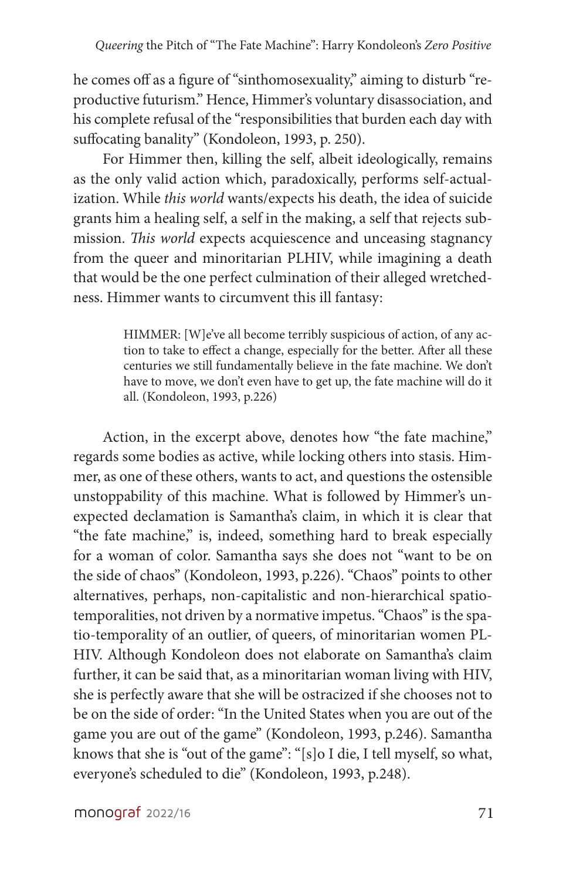he comes off as a figure of "sinthomosexuality," aiming to disturb "reproductive futurism." Hence, Himmer's voluntary disassociation, and his complete refusal of the "responsibilities that burden each day with suffocating banality" (Kondoleon, 1993, p. 250).

For Himmer then, killing the self, albeit ideologically, remains as the only valid action which, paradoxically, performs self-actualization. While *this world* wants/expects his death, the idea of suicide grants him a healing self, a self in the making, a self that rejects submission. *This world* expects acquiescence and unceasing stagnancy from the queer and minoritarian PLHIV, while imagining a death that would be the one perfect culmination of their alleged wretchedness. Himmer wants to circumvent this ill fantasy:

> HIMMER: [W]e've all become terribly suspicious of action, of any action to take to effect a change, especially for the better. After all these centuries we still fundamentally believe in the fate machine. We don't have to move, we don't even have to get up, the fate machine will do it all. (Kondoleon, 1993, p.226)

Action, in the excerpt above, denotes how "the fate machine," regards some bodies as active, while locking others into stasis. Himmer, as one of these others, wants to act, and questions the ostensible unstoppability of this machine. What is followed by Himmer's unexpected declamation is Samantha's claim, in which it is clear that "the fate machine," is, indeed, something hard to break especially for a woman of color. Samantha says she does not "want to be on the side of chaos" (Kondoleon, 1993, p.226). "Chaos" points to other alternatives, perhaps, non-capitalistic and non-hierarchical spatio-temporalities, not driven by a normative impetus. "Chaos" is the spatio-temporality of an outlier, of queers, of minoritarian women PLHIV. Although Kondoleon does not elaborate on Samantha's claim further, it can be said that, as a minoritarian woman living with HIV, she is perfectly aware that she will be ostracized if she chooses not to be on the side of order: "In the United States when you are out of the game you are out of the game" (Kondoleon, 1993, p.246). Samantha knows that she is "out of the game": "[s]o I die, I tell myself, so what, everyone's scheduled to die" (Kondoleon, 1993, p.248).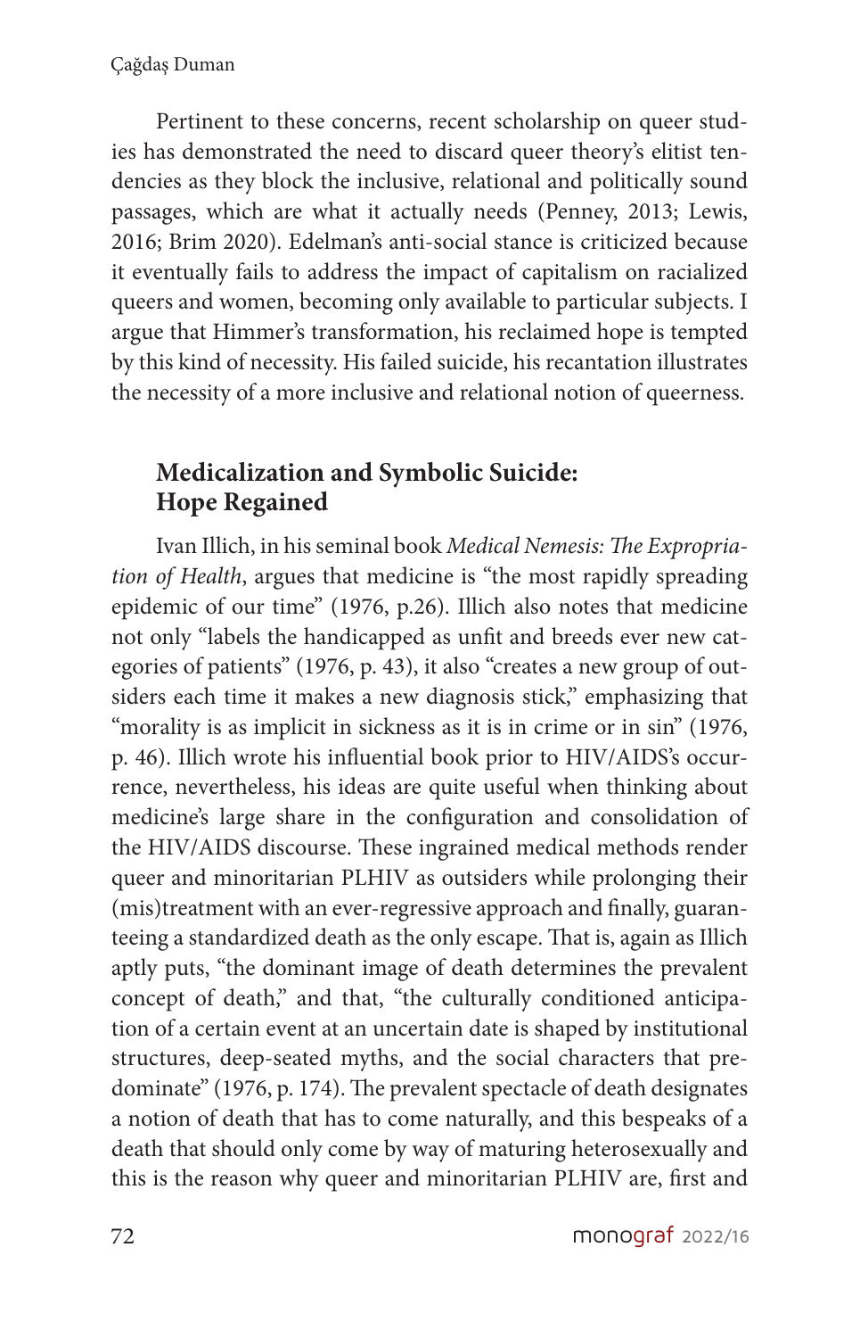Pertinent to these concerns, recent scholarship on queer studies has demonstrated the need to discard queer theory's elitist tendencies as they block the inclusive, relational and politically sound passages, which are what it actually needs (Penney, 2013; Lewis, 2016; Brim 2020). Edelman's anti-social stance is criticized because it eventually fails to address the impact of capitalism on racialized queers and women, becoming only available to particular subjects. I argue that Himmer's transformation, his reclaimed hope is tempted by this kind of necessity. His failed suicide, his recantation illustrates the necessity of a more inclusive and relational notion of queerness.

## Medicalization and Symbolic Suicide: Hope Regained

Ivan Illich, in his seminal book *Medical Nemesis: The Expropriation of Health*, argues that medicine is "the most rapidly spreading epidemic of our time" (1976, p.26). Illich also notes that medicine not only "labels the handicapped as unfit and breeds ever new categories of patients" (1976, p. 43), it also "creates a new group of outsiders each time it makes a new diagnosis stick," emphasizing that "morality is as implicit in sickness as it is in crime or in sin" (1976, p. 46). Illich wrote his influential book prior to HIV/AIDS's occurrence, nevertheless, his ideas are quite useful when thinking about medicine's large share in the configuration and consolidation of the HIV/AIDS discourse. These ingrained medical methods render queer and minoritarian PLHIV as outsiders while prolonging their (mis)treatment with an ever-regressive approach and finally, guaranteeing a standardized death as the only escape. That is, again as Illich aptly puts, "the dominant image of death determines the prevalent concept of death," and that, "the culturally conditioned anticipation of a certain event at an uncertain date is shaped by institutional structures, deep-seated myths, and the social characters that predominate" (1976, p. 174). The prevalent spectacle of death designates a notion of death that has to come naturally, and this bespeaks of a death that should only come by way of maturing heterosexually and this is the reason why queer and minoritarian PLHIV are, first and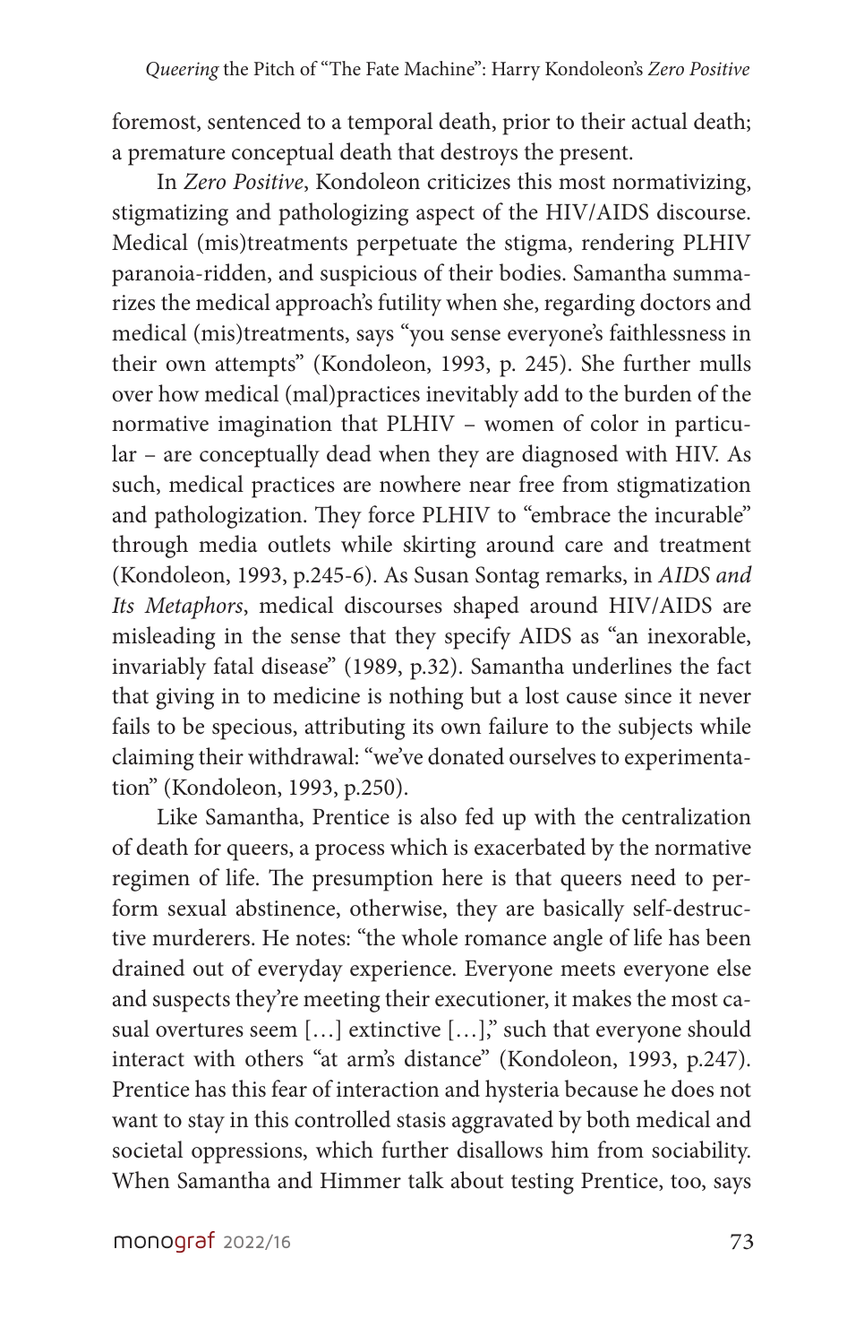foremost, sentenced to a temporal death, prior to their actual death; a premature conceptual death that destroys the present.

In *Zero Positive*, Kondoleon criticizes this most normativizing, stigmatizing and pathologizing aspect of the HIV/AIDS discourse. Medical (mis)treatments perpetuate the stigma, rendering PLHIV paranoia-ridden, and suspicious of their bodies. Samantha summarizes the medical approach's futility when she, regarding doctors and medical (mis)treatments, says "you sense everyone's faithlessness in their own attempts" (Kondoleon, 1993, p. 245). She further mulls over how medical (mal)practices inevitably add to the burden of the normative imagination that PLHIV – women of color in particular – are conceptually dead when they are diagnosed with HIV. As such, medical practices are nowhere near free from stigmatization and pathologization. They force PLHIV to "embrace the incurable" through media outlets while skirting around care and treatment (Kondoleon, 1993, p.245-6). As Susan Sontag remarks, in *AIDS and Its Metaphors*, medical discourses shaped around HIV/AIDS are misleading in the sense that they specify AIDS as "an inexorable, invariably fatal disease" (1989, p.32). Samantha underlines the fact that giving in to medicine is nothing but a lost cause since it never fails to be specious, attributing its own failure to the subjects while claiming their withdrawal: "we've donated ourselves to experimentation" (Kondoleon, 1993, p.250).

Like Samantha, Prentice is also fed up with the centralization of death for queers, a process which is exacerbated by the normative regimen of life. The presumption here is that queers need to perform sexual abstinence, otherwise, they are basically self-destructive murderers. He notes: "the whole romance angle of life has been drained out of everyday experience. Everyone meets everyone else and suspects they're meeting their executioner, it makes the most casual overtures seem […] extinctive […]," such that everyone should interact with others "at arm's distance" (Kondoleon, 1993, p.247). Prentice has this fear of interaction and hysteria because he does not want to stay in this controlled stasis aggravated by both medical and societal oppressions, which further disallows him from sociability. When Samantha and Himmer talk about testing Prentice, too, says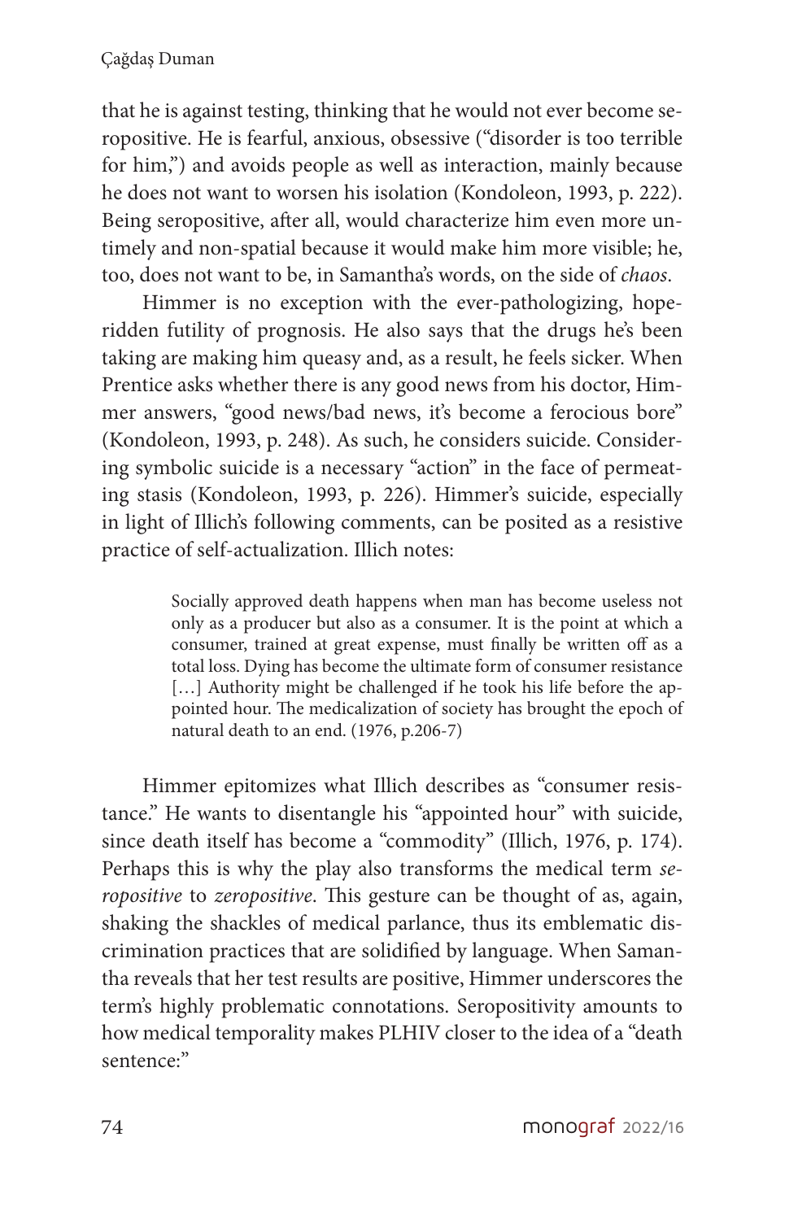that he is against testing, thinking that he would not ever become seropositive. He is fearful, anxious, obsessive ("disorder is too terrible for him,") and avoids people as well as interaction, mainly because he does not want to worsen his isolation (Kondoleon, 1993, p. 222). Being seropositive, after all, would characterize him even more untimely and non-spatial because it would make him more visible; he, too, does not want to be, in Samantha's words, on the side of *chaos*.

Himmer is no exception with the ever-pathologizing, hope-ridden futility of prognosis. He also says that the drugs he's been taking are making him queasy and, as a result, he feels sicker. When Prentice asks whether there is any good news from his doctor, Himmer answers, "good news/bad news, it's become a ferocious bore" (Kondoleon, 1993, p. 248). As such, he considers suicide. Considering symbolic suicide is a necessary "action" in the face of permeating stasis (Kondoleon, 1993, p. 226). Himmer's suicide, especially in light of Illich's following comments, can be posited as a resistive practice of self-actualization. Illich notes:

> Socially approved death happens when man has become useless not only as a producer but also as a consumer. It is the point at which a consumer, trained at great expense, must finally be written off as a total loss. Dying has become the ultimate form of consumer resistance […] Authority might be challenged if he took his life before the appointed hour. The medicalization of society has brought the epoch of natural death to an end. (1976, p.206-7)

Himmer epitomizes what Illich describes as "consumer resistance." He wants to disentangle his "appointed hour" with suicide, since death itself has become a "commodity" (Illich, 1976, p. 174). Perhaps this is why the play also transforms the medical term *seropositive* to *zeropositive*. This gesture can be thought of as, again, shaking the shackles of medical parlance, thus its emblematic discrimination practices that are solidified by language. When Samantha reveals that her test results are positive, Himmer underscores the term's highly problematic connotations. Seropositivity amounts to how medical temporality makes PLHIV closer to the idea of a "death sentence:"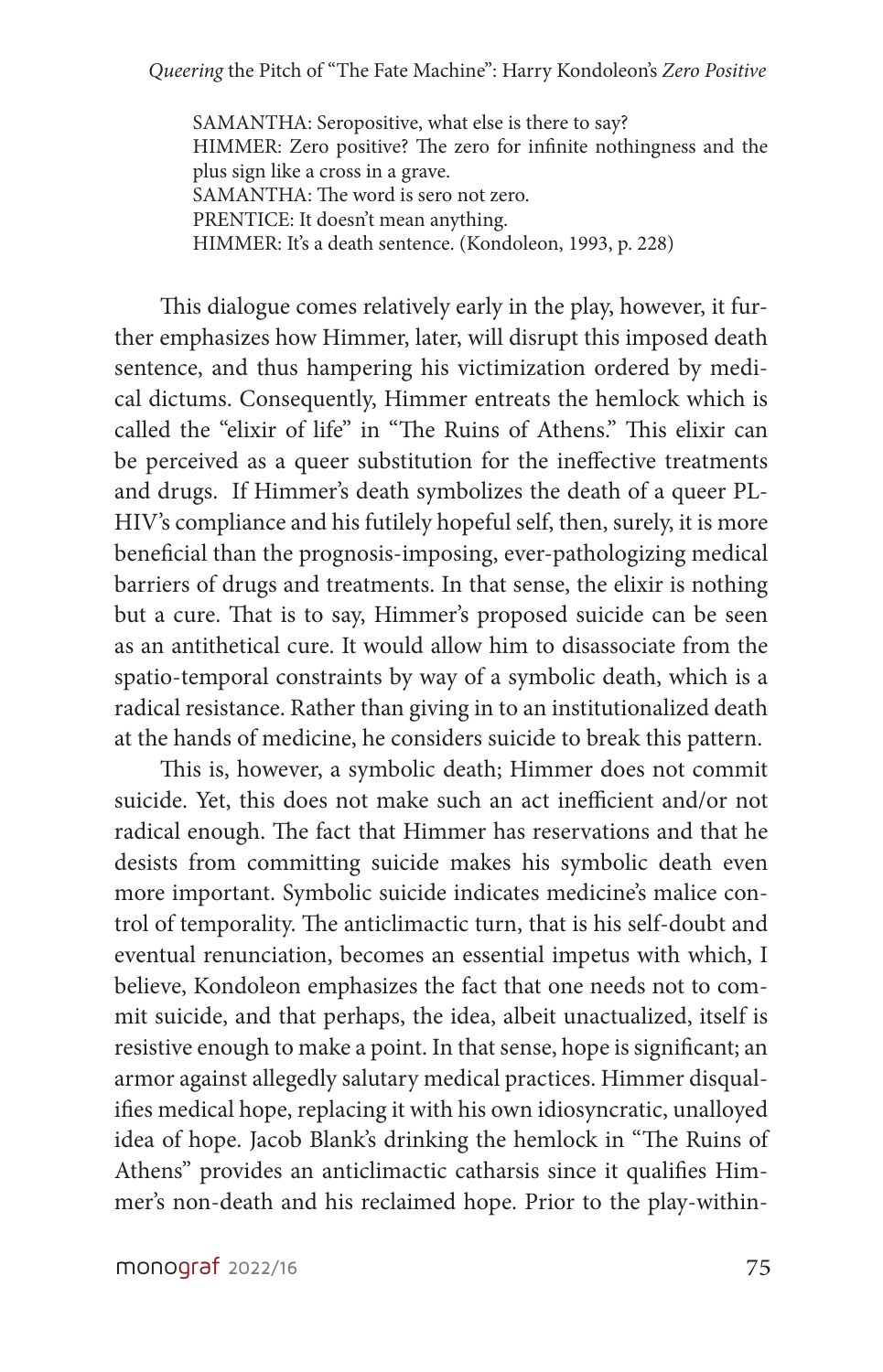> SAMANTHA: Seropositive, what else is there to say?
> HIMMER: Zero positive? The zero for infinite nothingness and the plus sign like a cross in a grave.
> SAMANTHA: The word is sero not zero.
> PRENTICE: It doesn't mean anything.
> HIMMER: It's a death sentence. (Kondoleon, 1993, p. 228)

This dialogue comes relatively early in the play, however, it further emphasizes how Himmer, later, will disrupt this imposed death sentence, and thus hampering his victimization ordered by medical dictums. Consequently, Himmer entreats the hemlock which is called the "elixir of life" in "The Ruins of Athens." This elixir can be perceived as a queer substitution for the ineffective treatments and drugs. If Himmer's death symbolizes the death of a queer PLHIV's compliance and his futilely hopeful self, then, surely, it is more beneficial than the prognosis-imposing, ever-pathologizing medical barriers of drugs and treatments. In that sense, the elixir is nothing but a cure. That is to say, Himmer's proposed suicide can be seen as an antithetical cure. It would allow him to disassociate from the spatio-temporal constraints by way of a symbolic death, which is a radical resistance. Rather than giving in to an institutionalized death at the hands of medicine, he considers suicide to break this pattern.

This is, however, a symbolic death; Himmer does not commit suicide. Yet, this does not make such an act inefficient and/or not radical enough. The fact that Himmer has reservations and that he desists from committing suicide makes his symbolic death even more important. Symbolic suicide indicates medicine's malice control of temporality. The anticlimactic turn, that is his self-doubt and eventual renunciation, becomes an essential impetus with which, I believe, Kondoleon emphasizes the fact that one needs not to commit suicide, and that perhaps, the idea, albeit unactualized, itself is resistive enough to make a point. In that sense, hope is significant; an armor against allegedly salutary medical practices. Himmer disqualifies medical hope, replacing it with his own idiosyncratic, unalloyed idea of hope. Jacob Blank's drinking the hemlock in "The Ruins of Athens" provides an anticlimactic catharsis since it qualifies Himmer's non-death and his reclaimed hope. Prior to the play-within-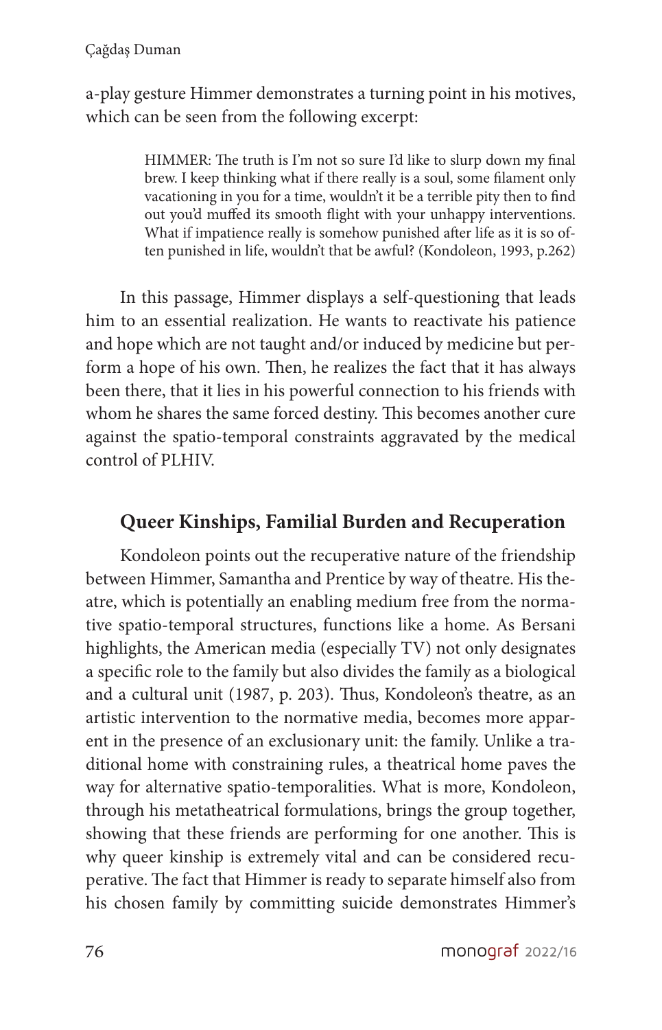a-play gesture Himmer demonstrates a turning point in his motives, which can be seen from the following excerpt:

> HIMMER: The truth is I'm not so sure I'd like to slurp down my final brew. I keep thinking what if there really is a soul, some filament only vacationing in you for a time, wouldn't it be a terrible pity then to find out you'd muffed its smooth flight with your unhappy interventions. What if impatience really is somehow punished after life as it is so often punished in life, wouldn't that be awful? (Kondoleon, 1993, p.262)

In this passage, Himmer displays a self-questioning that leads him to an essential realization. He wants to reactivate his patience and hope which are not taught and/or induced by medicine but perform a hope of his own. Then, he realizes the fact that it has always been there, that it lies in his powerful connection to his friends with whom he shares the same forced destiny. This becomes another cure against the spatio-temporal constraints aggravated by the medical control of PLHIV.

## Queer Kinships, Familial Burden and Recuperation

Kondoleon points out the recuperative nature of the friendship between Himmer, Samantha and Prentice by way of theatre. His theatre, which is potentially an enabling medium free from the normative spatio-temporal structures, functions like a home. As Bersani highlights, the American media (especially TV) not only designates a specific role to the family but also divides the family as a biological and a cultural unit (1987, p. 203). Thus, Kondoleon's theatre, as an artistic intervention to the normative media, becomes more apparent in the presence of an exclusionary unit: the family. Unlike a traditional home with constraining rules, a theatrical home paves the way for alternative spatio-temporalities. What is more, Kondoleon, through his metatheatrical formulations, brings the group together, showing that these friends are performing for one another. This is why queer kinship is extremely vital and can be considered recuperative. The fact that Himmer is ready to separate himself also from his chosen family by committing suicide demonstrates Himmer's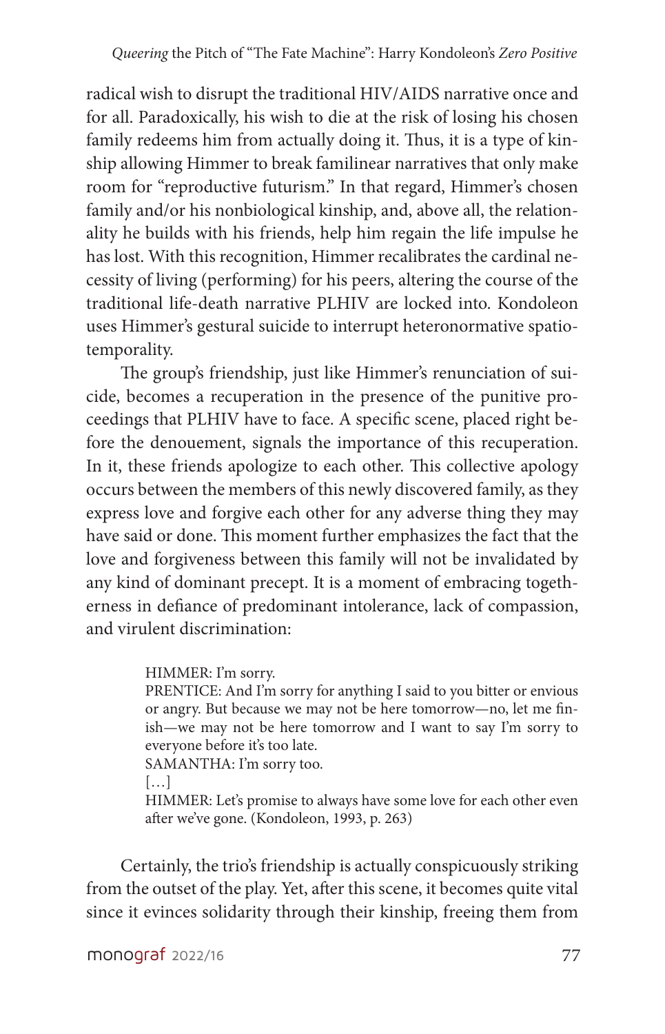radical wish to disrupt the traditional HIV/AIDS narrative once and for all. Paradoxically, his wish to die at the risk of losing his chosen family redeems him from actually doing it. Thus, it is a type of kinship allowing Himmer to break familinear narratives that only make room for "reproductive futurism." In that regard, Himmer's chosen family and/or his nonbiological kinship, and, above all, the relationality he builds with his friends, help him regain the life impulse he has lost. With this recognition, Himmer recalibrates the cardinal necessity of living (performing) for his peers, altering the course of the traditional life-death narrative PLHIV are locked into. Kondoleon uses Himmer's gestural suicide to interrupt heteronormative spatiotemporality.

The group's friendship, just like Himmer's renunciation of suicide, becomes a recuperation in the presence of the punitive proceedings that PLHIV have to face. A specific scene, placed right before the denouement, signals the importance of this recuperation. In it, these friends apologize to each other. This collective apology occurs between the members of this newly discovered family, as they express love and forgive each other for any adverse thing they may have said or done. This moment further emphasizes the fact that the love and forgiveness between this family will not be invalidated by any kind of dominant precept. It is a moment of embracing togetherness in defiance of predominant intolerance, lack of compassion, and virulent discrimination:

> HIMMER: I'm sorry.
> PRENTICE: And I'm sorry for anything I said to you bitter or envious or angry. But because we may not be here tomorrow—no, let me finish—we may not be here tomorrow and I want to say I'm sorry to everyone before it's too late.
> SAMANTHA: I'm sorry too.
> […]
> HIMMER: Let's promise to always have some love for each other even after we've gone. (Kondoleon, 1993, p. 263)

Certainly, the trio's friendship is actually conspicuously striking from the outset of the play. Yet, after this scene, it becomes quite vital since it evinces solidarity through their kinship, freeing them from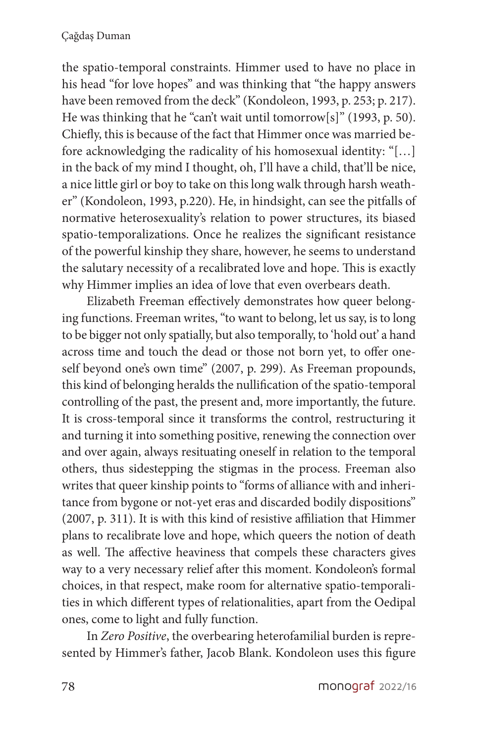the spatio-temporal constraints. Himmer used to have no place in his head "for love hopes" and was thinking that "the happy answers have been removed from the deck" (Kondoleon, 1993, p. 253; p. 217). He was thinking that he "can't wait until tomorrow[s]" (1993, p. 50). Chiefly, this is because of the fact that Himmer once was married before acknowledging the radicality of his homosexual identity: "[…] in the back of my mind I thought, oh, I'll have a child, that'll be nice, a nice little girl or boy to take on this long walk through harsh weather" (Kondoleon, 1993, p.220). He, in hindsight, can see the pitfalls of normative heterosexuality's relation to power structures, its biased spatio-temporalizations. Once he realizes the significant resistance of the powerful kinship they share, however, he seems to understand the salutary necessity of a recalibrated love and hope. This is exactly why Himmer implies an idea of love that even overbears death.

Elizabeth Freeman effectively demonstrates how queer belonging functions. Freeman writes, "to want to belong, let us say, is to long to be bigger not only spatially, but also temporally, to 'hold out' a hand across time and touch the dead or those not born yet, to offer oneself beyond one's own time" (2007, p. 299). As Freeman propounds, this kind of belonging heralds the nullification of the spatio-temporal controlling of the past, the present and, more importantly, the future. It is cross-temporal since it transforms the control, restructuring it and turning it into something positive, renewing the connection over and over again, always resituating oneself in relation to the temporal others, thus sidestepping the stigmas in the process. Freeman also writes that queer kinship points to "forms of alliance with and inheritance from bygone or not-yet eras and discarded bodily dispositions" (2007, p. 311). It is with this kind of resistive affiliation that Himmer plans to recalibrate love and hope, which queers the notion of death as well. The affective heaviness that compels these characters gives way to a very necessary relief after this moment. Kondoleon's formal choices, in that respect, make room for alternative spatio-temporalities in which different types of relationalities, apart from the Oedipal ones, come to light and fully function.

In *Zero Positive*, the overbearing heterofamilial burden is represented by Himmer's father, Jacob Blank. Kondoleon uses this figure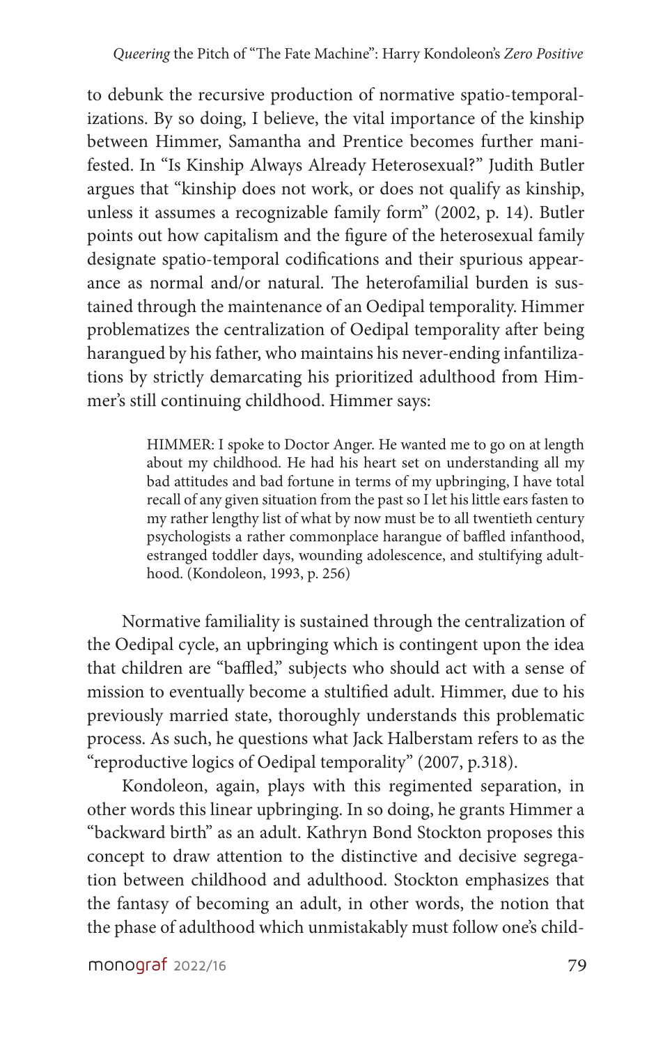to debunk the recursive production of normative spatio-temporalizations. By so doing, I believe, the vital importance of the kinship between Himmer, Samantha and Prentice becomes further manifested. In "Is Kinship Always Already Heterosexual?" Judith Butler argues that "kinship does not work, or does not qualify as kinship, unless it assumes a recognizable family form" (2002, p. 14). Butler points out how capitalism and the figure of the heterosexual family designate spatio-temporal codifications and their spurious appearance as normal and/or natural. The heterofamilial burden is sustained through the maintenance of an Oedipal temporality. Himmer problematizes the centralization of Oedipal temporality after being harangued by his father, who maintains his never-ending infantilizations by strictly demarcating his prioritized adulthood from Himmer's still continuing childhood. Himmer says:

> HIMMER: I spoke to Doctor Anger. He wanted me to go on at length about my childhood. He had his heart set on understanding all my bad attitudes and bad fortune in terms of my upbringing, I have total recall of any given situation from the past so I let his little ears fasten to my rather lengthy list of what by now must be to all twentieth century psychologists a rather commonplace harangue of baffled infanthood, estranged toddler days, wounding adolescence, and stultifying adulthood. (Kondoleon, 1993, p. 256)

Normative familiality is sustained through the centralization of the Oedipal cycle, an upbringing which is contingent upon the idea that children are "baffled," subjects who should act with a sense of mission to eventually become a stultified adult. Himmer, due to his previously married state, thoroughly understands this problematic process. As such, he questions what Jack Halberstam refers to as the "reproductive logics of Oedipal temporality" (2007, p.318).

Kondoleon, again, plays with this regimented separation, in other words this linear upbringing. In so doing, he grants Himmer a "backward birth" as an adult. Kathryn Bond Stockton proposes this concept to draw attention to the distinctive and decisive segregation between childhood and adulthood. Stockton emphasizes that the fantasy of becoming an adult, in other words, the notion that the phase of adulthood which unmistakably must follow one's child-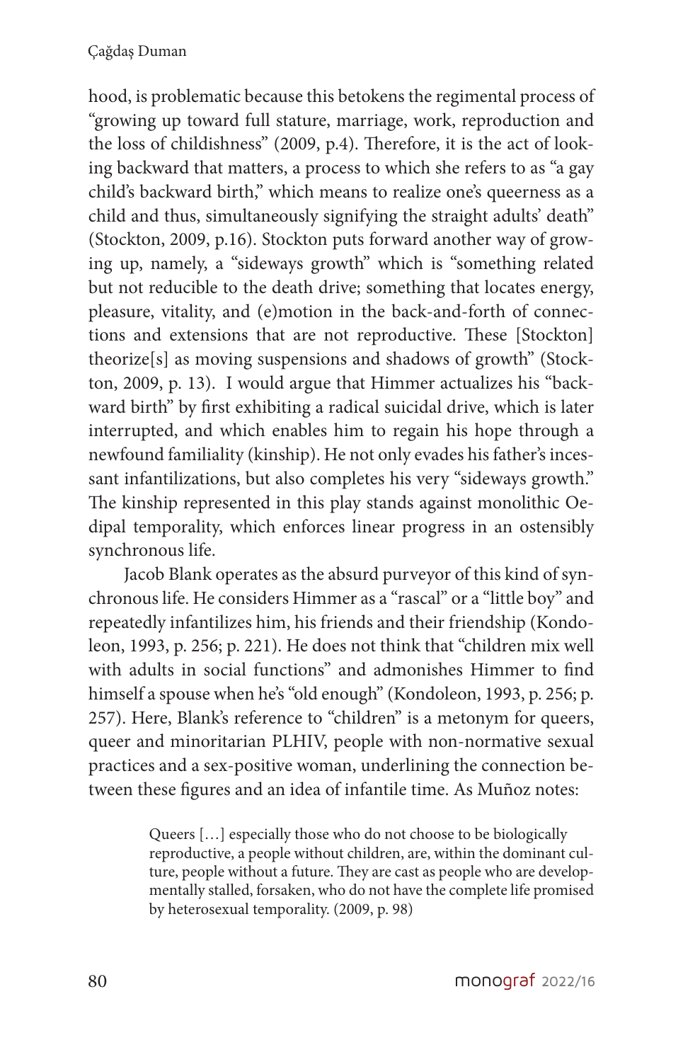hood, is problematic because this betokens the regimental process of "growing up toward full stature, marriage, work, reproduction and the loss of childishness" (2009, p.4). Therefore, it is the act of looking backward that matters, a process to which she refers to as "a gay child's backward birth," which means to realize one's queerness as a child and thus, simultaneously signifying the straight adults' death" (Stockton, 2009, p.16). Stockton puts forward another way of growing up, namely, a "sideways growth" which is "something related but not reducible to the death drive; something that locates energy, pleasure, vitality, and (e)motion in the back-and-forth of connections and extensions that are not reproductive. These [Stockton] theorize[s] as moving suspensions and shadows of growth" (Stockton, 2009, p. 13). I would argue that Himmer actualizes his "backward birth" by first exhibiting a radical suicidal drive, which is later interrupted, and which enables him to regain his hope through a newfound familiality (kinship). He not only evades his father's incessant infantilizations, but also completes his very "sideways growth." The kinship represented in this play stands against monolithic Oedipal temporality, which enforces linear progress in an ostensibly synchronous life.

Jacob Blank operates as the absurd purveyor of this kind of synchronous life. He considers Himmer as a "rascal" or a "little boy" and repeatedly infantilizes him, his friends and their friendship (Kondoleon, 1993, p. 256; p. 221). He does not think that "children mix well with adults in social functions" and admonishes Himmer to find himself a spouse when he's "old enough" (Kondoleon, 1993, p. 256; p. 257). Here, Blank's reference to "children" is a metonym for queers, queer and minoritarian PLHIV, people with non-normative sexual practices and a sex-positive woman, underlining the connection between these figures and an idea of infantile time. As Muñoz notes:

> Queers […] especially those who do not choose to be biologically reproductive, a people without children, are, within the dominant culture, people without a future. They are cast as people who are developmentally stalled, forsaken, who do not have the complete life promised by heterosexual temporality. (2009, p. 98)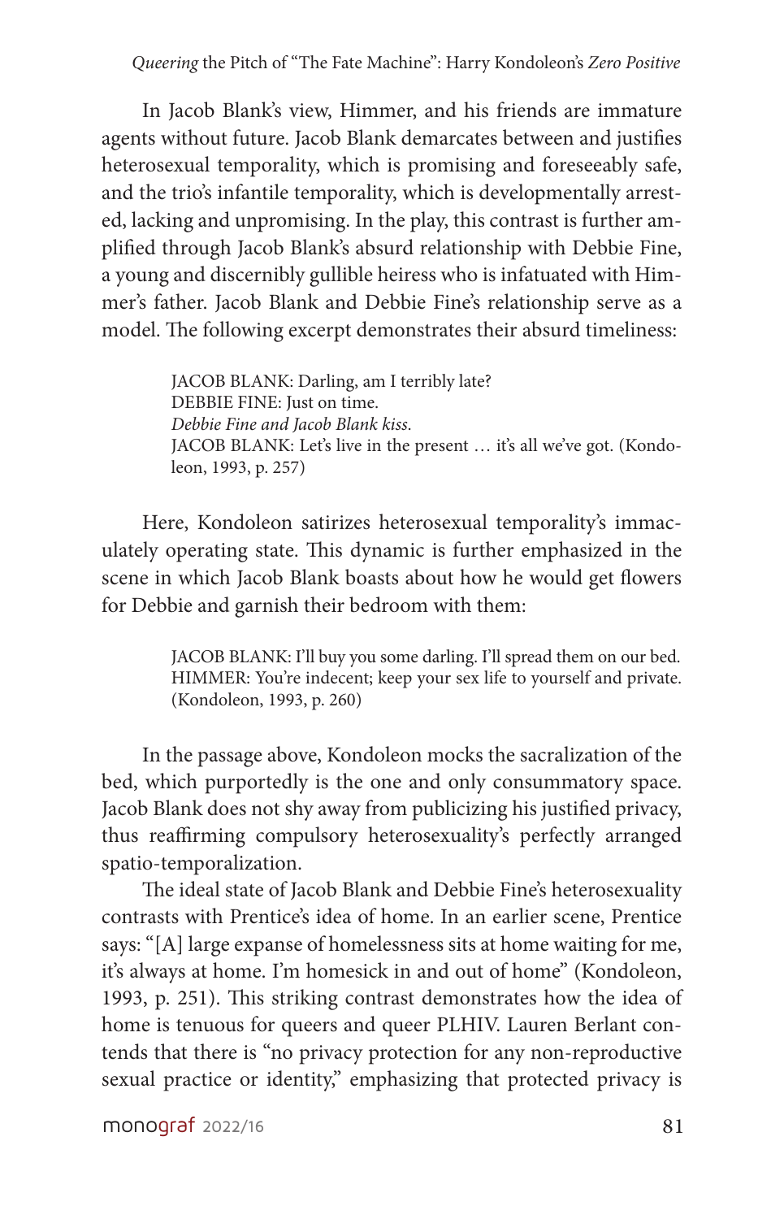In Jacob Blank's view, Himmer, and his friends are immature agents without future. Jacob Blank demarcates between and justifies heterosexual temporality, which is promising and foreseeably safe, and the trio's infantile temporality, which is developmentally arrested, lacking and unpromising. In the play, this contrast is further amplified through Jacob Blank's absurd relationship with Debbie Fine, a young and discernibly gullible heiress who is infatuated with Himmer's father. Jacob Blank and Debbie Fine's relationship serve as a model. The following excerpt demonstrates their absurd timeliness:

> JACOB BLANK: Darling, am I terribly late?
> DEBBIE FINE: Just on time.
> *Debbie Fine and Jacob Blank kiss.*
> JACOB BLANK: Let's live in the present … it's all we've got. (Kondoleon, 1993, p. 257)

Here, Kondoleon satirizes heterosexual temporality's immaculately operating state. This dynamic is further emphasized in the scene in which Jacob Blank boasts about how he would get flowers for Debbie and garnish their bedroom with them:

> JACOB BLANK: I'll buy you some darling. I'll spread them on our bed.
> HIMMER: You're indecent; keep your sex life to yourself and private. (Kondoleon, 1993, p. 260)

In the passage above, Kondoleon mocks the sacralization of the bed, which purportedly is the one and only consummatory space. Jacob Blank does not shy away from publicizing his justified privacy, thus reaffirming compulsory heterosexuality's perfectly arranged spatio-temporalization.

The ideal state of Jacob Blank and Debbie Fine's heterosexuality contrasts with Prentice's idea of home. In an earlier scene, Prentice says: "[A] large expanse of homelessness sits at home waiting for me, it's always at home. I'm homesick in and out of home" (Kondoleon, 1993, p. 251). This striking contrast demonstrates how the idea of home is tenuous for queers and queer PLHIV. Lauren Berlant contends that there is "no privacy protection for any non-reproductive sexual practice or identity," emphasizing that protected privacy is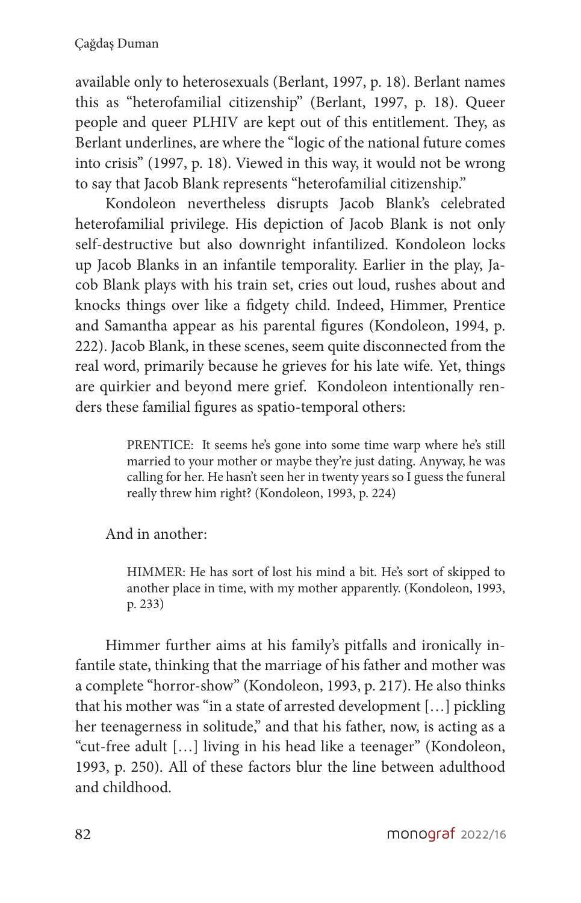available only to heterosexuals (Berlant, 1997, p. 18). Berlant names this as "heterofamilial citizenship" (Berlant, 1997, p. 18). Queer people and queer PLHIV are kept out of this entitlement. They, as Berlant underlines, are where the "logic of the national future comes into crisis" (1997, p. 18). Viewed in this way, it would not be wrong to say that Jacob Blank represents "heterofamilial citizenship."

Kondoleon nevertheless disrupts Jacob Blank's celebrated heterofamilial privilege. His depiction of Jacob Blank is not only self-destructive but also downright infantilized. Kondoleon locks up Jacob Blanks in an infantile temporality. Earlier in the play, Jacob Blank plays with his train set, cries out loud, rushes about and knocks things over like a fidgety child. Indeed, Himmer, Prentice and Samantha appear as his parental figures (Kondoleon, 1994, p. 222). Jacob Blank, in these scenes, seem quite disconnected from the real word, primarily because he grieves for his late wife. Yet, things are quirkier and beyond mere grief. Kondoleon intentionally renders these familial figures as spatio-temporal others:

> PRENTICE: It seems he's gone into some time warp where he's still married to your mother or maybe they're just dating. Anyway, he was calling for her. He hasn't seen her in twenty years so I guess the funeral really threw him right? (Kondoleon, 1993, p. 224)

And in another:

> HIMMER: He has sort of lost his mind a bit. He's sort of skipped to another place in time, with my mother apparently. (Kondoleon, 1993, p. 233)

Himmer further aims at his family's pitfalls and ironically infantile state, thinking that the marriage of his father and mother was a complete "horror-show" (Kondoleon, 1993, p. 217). He also thinks that his mother was "in a state of arrested development […] pickling her teenagerness in solitude," and that his father, now, is acting as a "cut-free adult […] living in his head like a teenager" (Kondoleon, 1993, p. 250). All of these factors blur the line between adulthood and childhood.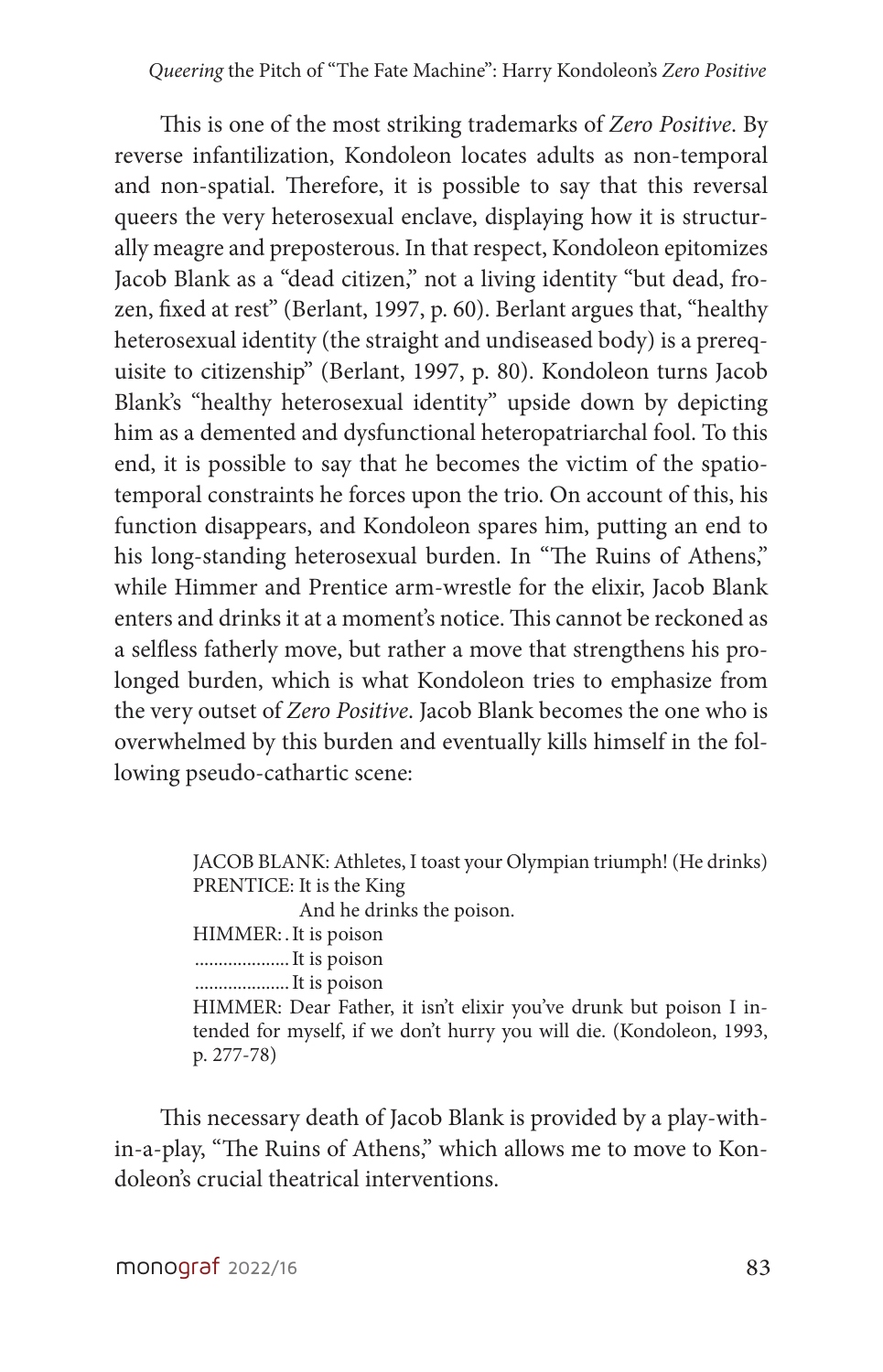This is one of the most striking trademarks of *Zero Positive*. By reverse infantilization, Kondoleon locates adults as non-temporal and non-spatial. Therefore, it is possible to say that this reversal queers the very heterosexual enclave, displaying how it is structurally meagre and preposterous. In that respect, Kondoleon epitomizes Jacob Blank as a "dead citizen," not a living identity "but dead, frozen, fixed at rest" (Berlant, 1997, p. 60). Berlant argues that, "healthy heterosexual identity (the straight and undiseased body) is a prerequisite to citizenship" (Berlant, 1997, p. 80). Kondoleon turns Jacob Blank's "healthy heterosexual identity" upside down by depicting him as a demented and dysfunctional heteropatriarchal fool. To this end, it is possible to say that he becomes the victim of the spatiotemporal constraints he forces upon the trio. On account of this, his function disappears, and Kondoleon spares him, putting an end to his long-standing heterosexual burden. In "The Ruins of Athens," while Himmer and Prentice arm-wrestle for the elixir, Jacob Blank enters and drinks it at a moment's notice. This cannot be reckoned as a selfless fatherly move, but rather a move that strengthens his prolonged burden, which is what Kondoleon tries to emphasize from the very outset of *Zero Positive*. Jacob Blank becomes the one who is overwhelmed by this burden and eventually kills himself in the following pseudo-cathartic scene:

> JACOB BLANK: Athletes, I toast your Olympian triumph! (He drinks)
> PRENTICE: It is the King
> And he drinks the poison.
> HIMMER: . It is poison
> .................... It is poison
> .................... It is poison
> HIMMER: Dear Father, it isn't elixir you've drunk but poison I intended for myself, if we don't hurry you will die. (Kondoleon, 1993, p. 277-78)

This necessary death of Jacob Blank is provided by a play-within-a-play, "The Ruins of Athens," which allows me to move to Kondoleon's crucial theatrical interventions.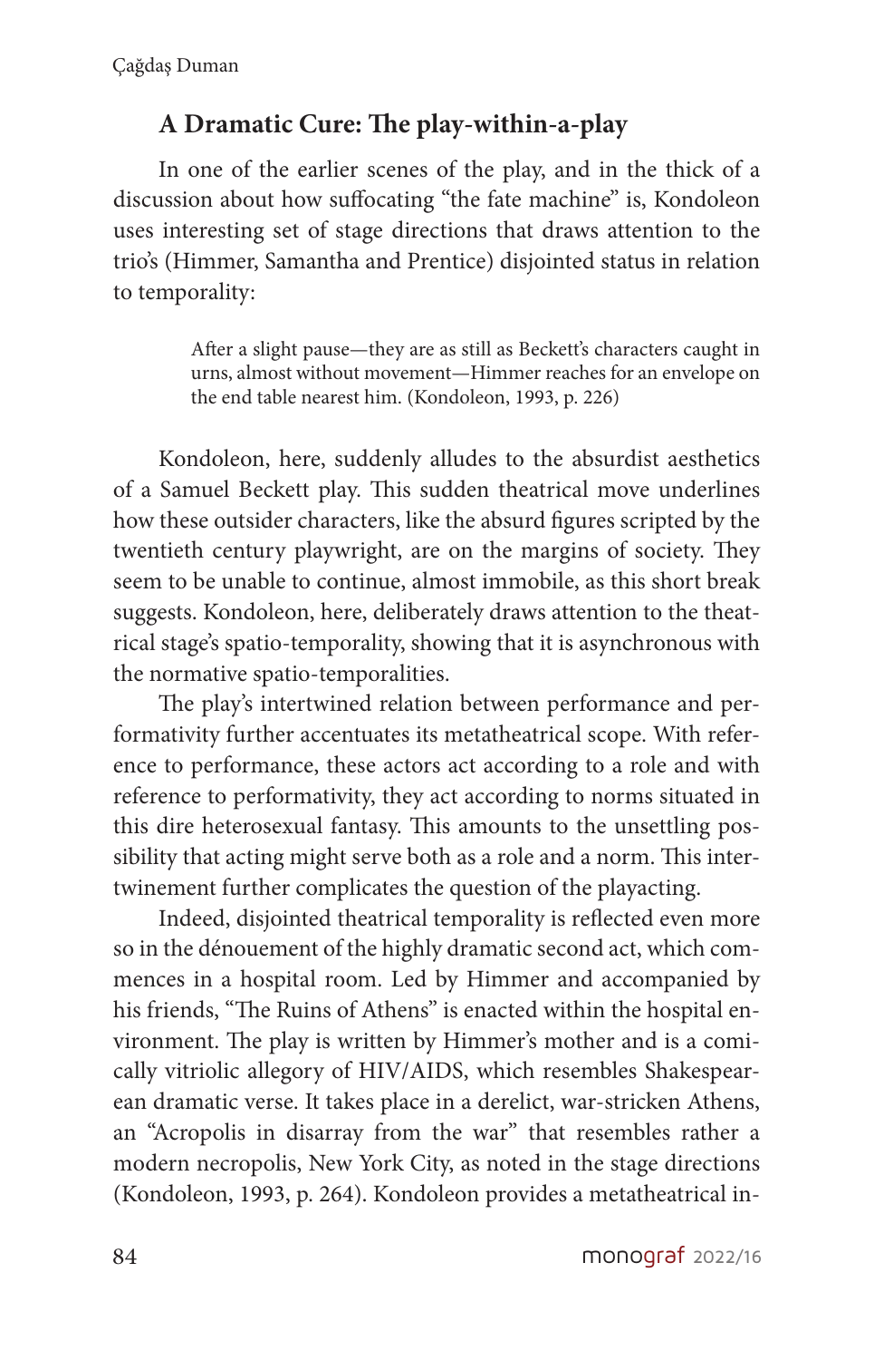## A Dramatic Cure: The play-within-a-play

In one of the earlier scenes of the play, and in the thick of a discussion about how suffocating "the fate machine" is, Kondoleon uses interesting set of stage directions that draws attention to the trio's (Himmer, Samantha and Prentice) disjointed status in relation to temporality:

> After a slight pause—they are as still as Beckett's characters caught in urns, almost without movement—Himmer reaches for an envelope on the end table nearest him. (Kondoleon, 1993, p. 226)

Kondoleon, here, suddenly alludes to the absurdist aesthetics of a Samuel Beckett play. This sudden theatrical move underlines how these outsider characters, like the absurd figures scripted by the twentieth century playwright, are on the margins of society. They seem to be unable to continue, almost immobile, as this short break suggests. Kondoleon, here, deliberately draws attention to the theatrical stage's spatio-temporality, showing that it is asynchronous with the normative spatio-temporalities.

The play's intertwined relation between performance and performativity further accentuates its metatheatrical scope. With reference to performance, these actors act according to a role and with reference to performativity, they act according to norms situated in this dire heterosexual fantasy. This amounts to the unsettling possibility that acting might serve both as a role and a norm. This intertwinement further complicates the question of the playacting.

Indeed, disjointed theatrical temporality is reflected even more so in the dénouement of the highly dramatic second act, which commences in a hospital room. Led by Himmer and accompanied by his friends, "The Ruins of Athens" is enacted within the hospital environment. The play is written by Himmer's mother and is a comically vitriolic allegory of HIV/AIDS, which resembles Shakespearean dramatic verse. It takes place in a derelict, war-stricken Athens, an "Acropolis in disarray from the war" that resembles rather a modern necropolis, New York City, as noted in the stage directions (Kondoleon, 1993, p. 264). Kondoleon provides a metatheatrical in-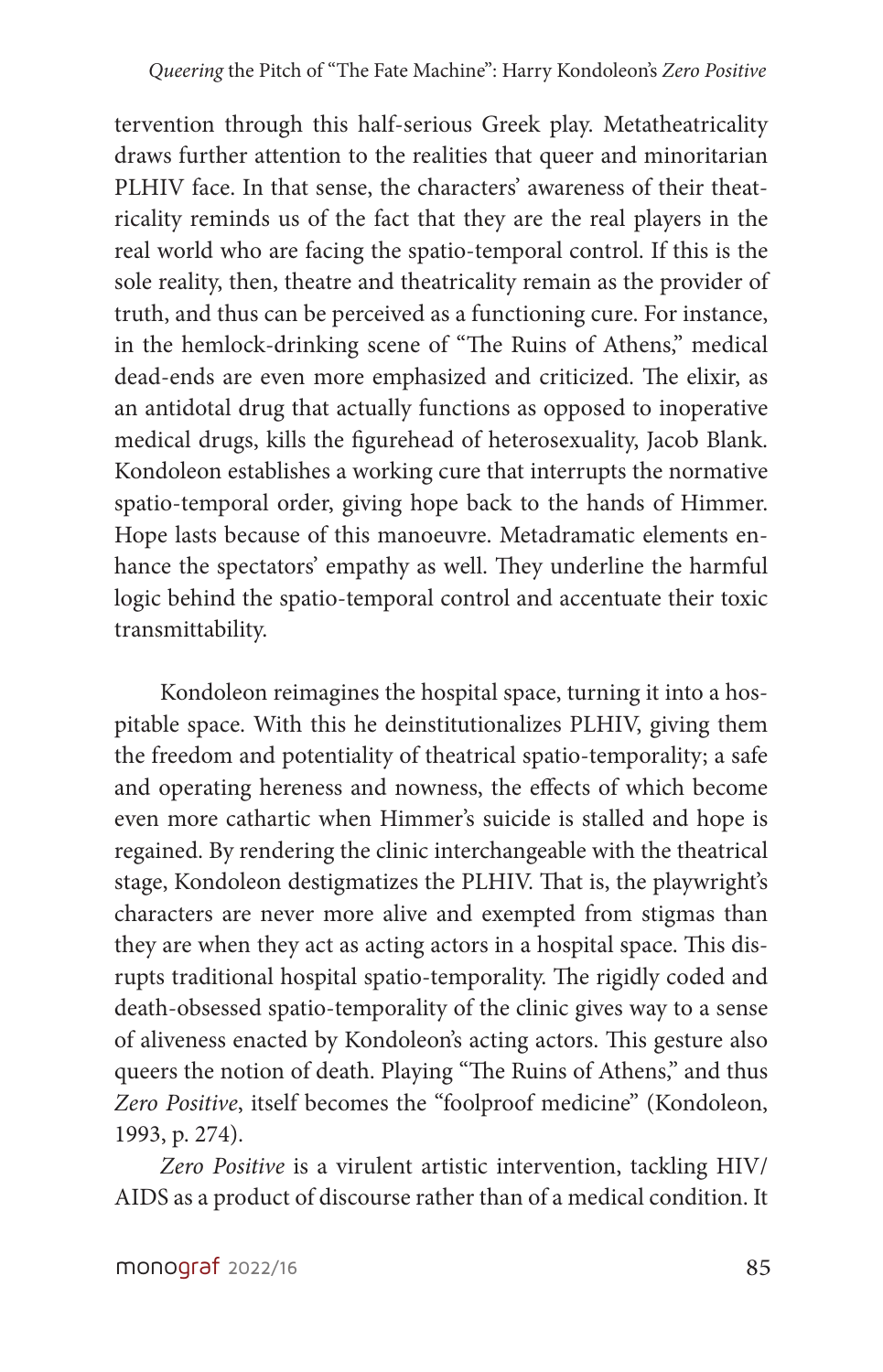tervention through this half-serious Greek play. Metatheatricality draws further attention to the realities that queer and minoritarian PLHIV face. In that sense, the characters' awareness of their theatricality reminds us of the fact that they are the real players in the real world who are facing the spatio-temporal control. If this is the sole reality, then, theatre and theatricality remain as the provider of truth, and thus can be perceived as a functioning cure. For instance, in the hemlock-drinking scene of "The Ruins of Athens," medical dead-ends are even more emphasized and criticized. The elixir, as an antidotal drug that actually functions as opposed to inoperative medical drugs, kills the figurehead of heterosexuality, Jacob Blank. Kondoleon establishes a working cure that interrupts the normative spatio-temporal order, giving hope back to the hands of Himmer. Hope lasts because of this manoeuvre. Metadramatic elements enhance the spectators' empathy as well. They underline the harmful logic behind the spatio-temporal control and accentuate their toxic transmittability.

Kondoleon reimagines the hospital space, turning it into a hospitable space. With this he deinstitutionalizes PLHIV, giving them the freedom and potentiality of theatrical spatio-temporality; a safe and operating hereness and nowness, the effects of which become even more cathartic when Himmer's suicide is stalled and hope is regained. By rendering the clinic interchangeable with the theatrical stage, Kondoleon destigmatizes the PLHIV. That is, the playwright's characters are never more alive and exempted from stigmas than they are when they act as acting actors in a hospital space. This disrupts traditional hospital spatio-temporality. The rigidly coded and death-obsessed spatio-temporality of the clinic gives way to a sense of aliveness enacted by Kondoleon's acting actors. This gesture also queers the notion of death. Playing "The Ruins of Athens," and thus *Zero Positive*, itself becomes the "foolproof medicine" (Kondoleon, 1993, p. 274).

*Zero Positive* is a virulent artistic intervention, tackling HIV/AIDS as a product of discourse rather than of a medical condition. It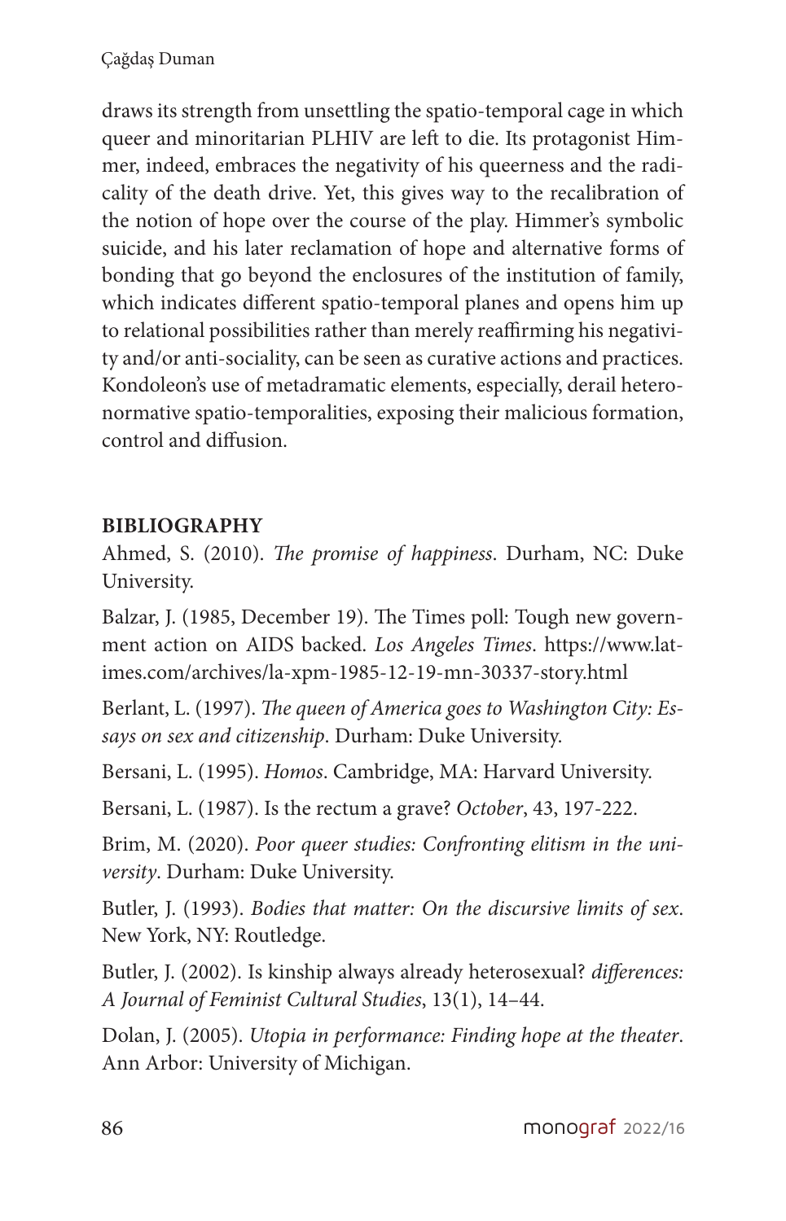draws its strength from unsettling the spatio-temporal cage in which queer and minoritarian PLHIV are left to die. Its protagonist Himmer, indeed, embraces the negativity of his queerness and the radicality of the death drive. Yet, this gives way to the recalibration of the notion of hope over the course of the play. Himmer's symbolic suicide, and his later reclamation of hope and alternative forms of bonding that go beyond the enclosures of the institution of family, which indicates different spatio-temporal planes and opens him up to relational possibilities rather than merely reaffirming his negativity and/or anti-sociality, can be seen as curative actions and practices. Kondoleon's use of metadramatic elements, especially, derail heteronormative spatio-temporalities, exposing their malicious formation, control and diffusion.

## BIBLIOGRAPHY

Ahmed, S. (2010). *The promise of happiness*. Durham, NC: Duke University.

Balzar, J. (1985, December 19). The Times poll: Tough new government action on AIDS backed. *Los Angeles Times*. https://www.latimes.com/archives/la-xpm-1985-12-19-mn-30337-story.html

Berlant, L. (1997). *The queen of America goes to Washington City: Essays on sex and citizenship*. Durham: Duke University.

Bersani, L. (1995). *Homos*. Cambridge, MA: Harvard University.

Bersani, L. (1987). Is the rectum a grave? *October*, 43, 197-222.

Brim, M. (2020). *Poor queer studies: Confronting elitism in the university*. Durham: Duke University.

Butler, J. (1993). *Bodies that matter: On the discursive limits of sex*. New York, NY: Routledge.

Butler, J. (2002). Is kinship always already heterosexual? *differences: A Journal of Feminist Cultural Studies*, 13(1), 14–44.

Dolan, J. (2005). *Utopia in performance: Finding hope at the theater*. Ann Arbor: University of Michigan.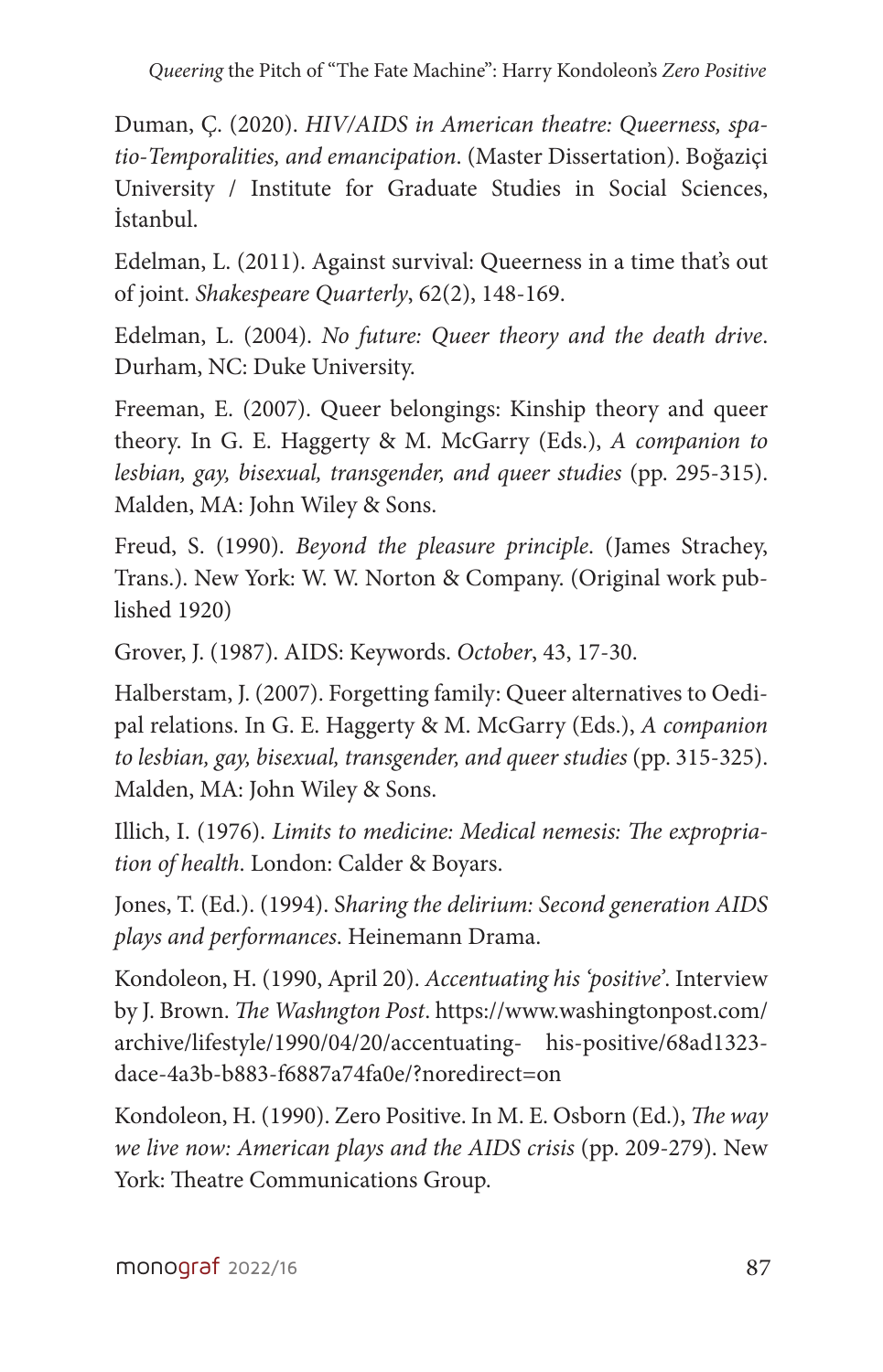Duman, Ç. (2020). *HIV/AIDS in American theatre: Queerness, spatio-Temporalities, and emancipation*. (Master Dissertation). Boğaziçi University / Institute for Graduate Studies in Social Sciences, İstanbul.

Edelman, L. (2011). Against survival: Queerness in a time that's out of joint. *Shakespeare Quarterly*, 62(2), 148-169.

Edelman, L. (2004). *No future: Queer theory and the death drive*. Durham, NC: Duke University.

Freeman, E. (2007). Queer belongings: Kinship theory and queer theory. In G. E. Haggerty & M. McGarry (Eds.), *A companion to lesbian, gay, bisexual, transgender, and queer studies* (pp. 295-315). Malden, MA: John Wiley & Sons.

Freud, S. (1990). *Beyond the pleasure principle*. (James Strachey, Trans.). New York: W. W. Norton & Company. (Original work published 1920)

Grover, J. (1987). AIDS: Keywords. *October*, 43, 17-30.

Halberstam, J. (2007). Forgetting family: Queer alternatives to Oedipal relations. In G. E. Haggerty & M. McGarry (Eds.), *A companion to lesbian, gay, bisexual, transgender, and queer studies* (pp. 315-325). Malden, MA: John Wiley & Sons.

Illich, I. (1976). *Limits to medicine: Medical nemesis: The expropriation of health*. London: Calder & Boyars.

Jones, T. (Ed.). (1994). *Sharing the delirium: Second generation AIDS plays and performances*. Heinemann Drama.

Kondoleon, H. (1990, April 20). *Accentuating his 'positive'*. Interview by J. Brown. *The Washngton Post*. https://www.washingtonpost.com/archive/lifestyle/1990/04/20/accentuating- his-positive/68ad1323-dace-4a3b-b883-f6887a74fa0e/?noredirect=on

Kondoleon, H. (1990). Zero Positive. In M. E. Osborn (Ed.), *The way we live now: American plays and the AIDS crisis* (pp. 209-279). New York: Theatre Communications Group.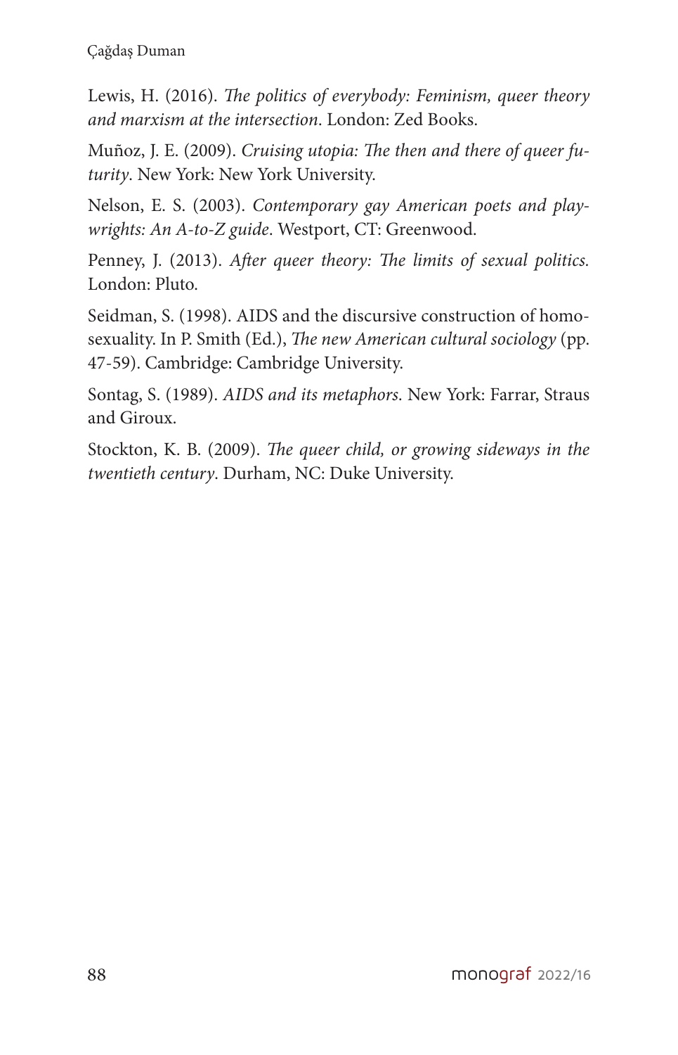Lewis, H. (2016). *The politics of everybody: Feminism, queer theory and marxism at the intersection*. London: Zed Books.

Muñoz, J. E. (2009). *Cruising utopia: The then and there of queer futurity*. New York: New York University.

Nelson, E. S. (2003). *Contemporary gay American poets and playwrights: An A-to-Z guide*. Westport, CT: Greenwood.

Penney, J. (2013). *After queer theory: The limits of sexual politics.* London: Pluto.

Seidman, S. (1998). AIDS and the discursive construction of homosexuality. In P. Smith (Ed.), *The new American cultural sociology* (pp. 47-59). Cambridge: Cambridge University.

Sontag, S. (1989). *AIDS and its metaphors*. New York: Farrar, Straus and Giroux.

Stockton, K. B. (2009). *The queer child, or growing sideways in the twentieth century*. Durham, NC: Duke University.